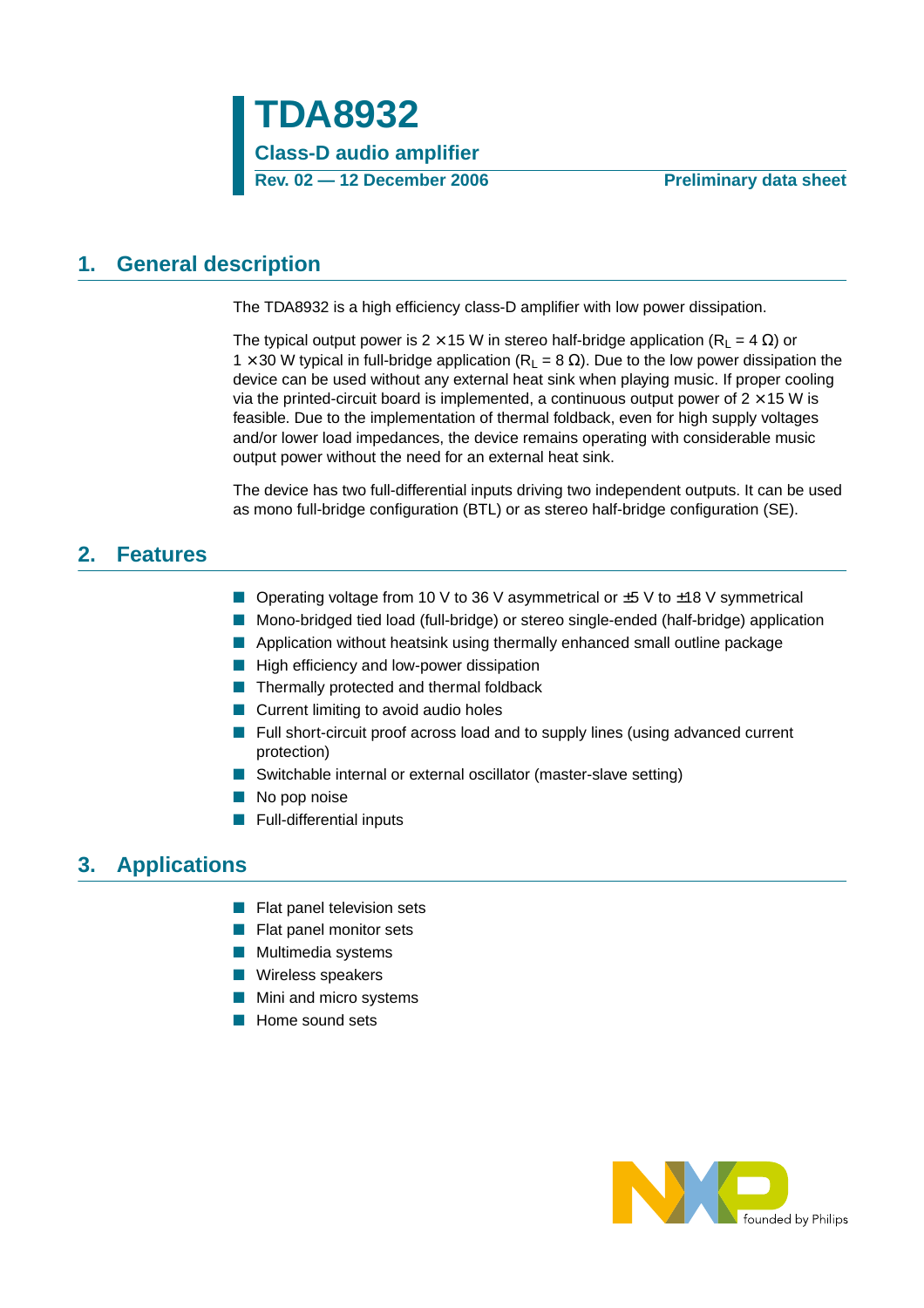# TDA8932

## Class-D audio amplifier

**Rev. 02 — 12 December 2006** **Preliminary data sheet**

## 1. General description

The TDA8932 is a high efficiency class-D amplifier with low power dissipation.

The typical output power is 2 × 15 W in stereo half-bridge application ($R_L$ = 4 Ω) or 1 × 30 W typical in full-bridge application ($R_L$ = 8 Ω). Due to the low power dissipation the device can be used without any external heat sink when playing music. If proper cooling via the printed-circuit board is implemented, a continuous output power of 2 × 15 W is feasible. Due to the implementation of thermal foldback, even for high supply voltages and/or lower load impedances, the device remains operating with considerable music output power without the need for an external heat sink.

The device has two full-differential inputs driving two independent outputs. It can be used as mono full-bridge configuration (BTL) or as stereo half-bridge configuration (SE).

## 2. Features

- Operating voltage from 10 V to 36 V asymmetrical or ±5 V to ±18 V symmetrical
- Mono-bridged tied load (full-bridge) or stereo single-ended (half-bridge) application
- Application without heatsink using thermally enhanced small outline package
- High efficiency and low-power dissipation
- Thermally protected and thermal foldback
- Current limiting to avoid audio holes
- Full short-circuit proof across load and to supply lines (using advanced current protection)
- Switchable internal or external oscillator (master-slave setting)
- No pop noise
- Full-differential inputs

## 3. Applications

- Flat panel television sets
- Flat panel monitor sets
- Multimedia systems
- Wireless speakers
- Mini and micro systems
- Home sound sets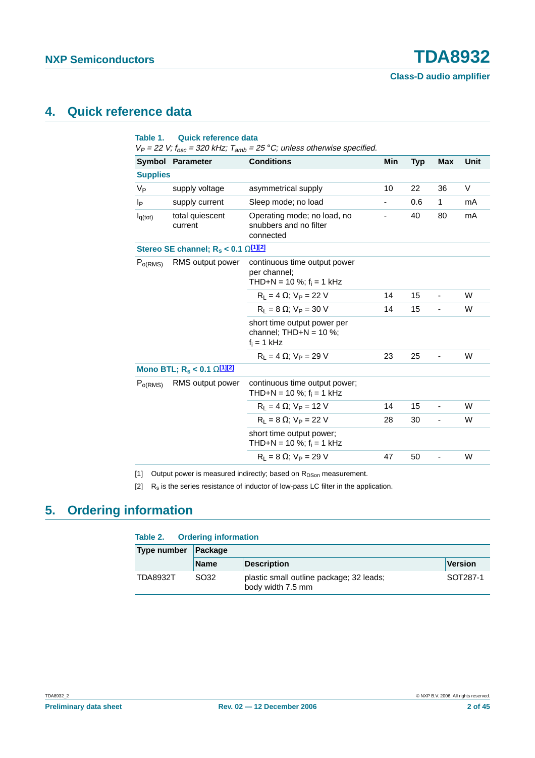## 4. Quick reference data

**Table 1. Quick reference data**

*$V_P$ = 22 V; $f_{osc}$ = 320 kHz; $T_{amb}$ = 25 °C; unless otherwise specified.*

| Symbol | Parameter | Conditions | Min | Typ | Max | Unit |
|---|---|---|---|---|---|---|
| **Supplies** | | | | | | |
| $V_P$ | supply voltage | asymmetrical supply | 10 | 22 | 36 | V |
| $I_P$ | supply current | Sleep mode; no load | - | 0.6 | 1 | mA |
| $I_{q(tot)}$ | total quiescent current | Operating mode; no load, no snubbers and no filter connected | - | 40 | 80 | mA |
| **Stereo SE channel; $R_s$ < 0.1 Ω[1][2]** | | | | | | |
| $P_{o(RMS)}$ | RMS output power | continuous time output power per channel; THD+N = 10 %; $f_i$ = 1 kHz | | | | |
| | | $R_L$ = 4 Ω; $V_P$ = 22 V | 14 | 15 | - | W |
| | | $R_L$ = 8 Ω; $V_P$ = 30 V | 14 | 15 | - | W |
| | | short time output power per channel; THD+N = 10 %; $f_i$ = 1 kHz | | | | |
| | | $R_L$ = 4 Ω; $V_P$ = 29 V | 23 | 25 | - | W |
| **Mono BTL; $R_s$ < 0.1 Ω[1][2]** | | | | | | |
| $P_{o(RMS)}$ | RMS output power | continuous time output power; THD+N = 10 %; $f_i$ = 1 kHz | | | | |
| | | $R_L$ = 4 Ω; $V_P$ = 12 V | 14 | 15 | - | W |
| | | $R_L$ = 8 Ω; $V_P$ = 22 V | 28 | 30 | - | W |
| | | short time output power; THD+N = 10 %; $f_i$ = 1 kHz | | | | |
| | | $R_L$ = 8 Ω; $V_P$ = 29 V | 47 | 50 | - | W |

[1] Output power is measured indirectly; based on $R_{DSon}$ measurement.

[2] $R_s$ is the series resistance of inductor of low-pass LC filter in the application.

## 5. Ordering information

**Table 2. Ordering information**

| Type number | Package | | |
|---|---|---|---|
| | **Name** | **Description** | **Version** |
| TDA8932T | SO32 | plastic small outline package; 32 leads; body width 7.5 mm | SOT287-1 |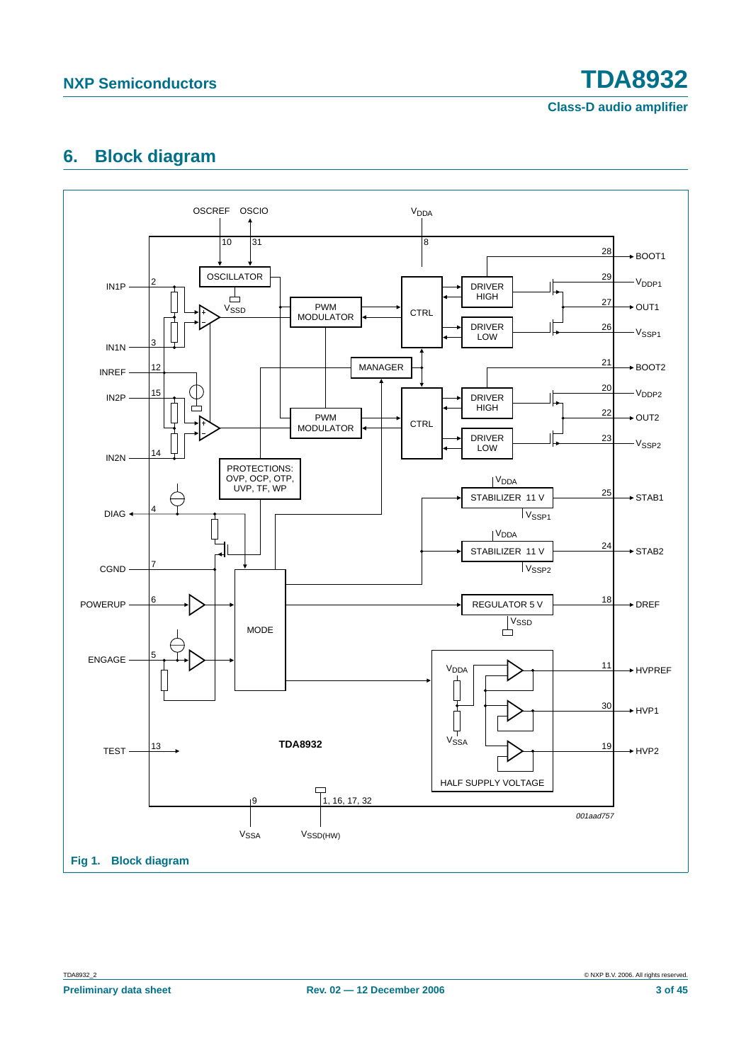## 6. Block diagram

Fig 1. Block diagram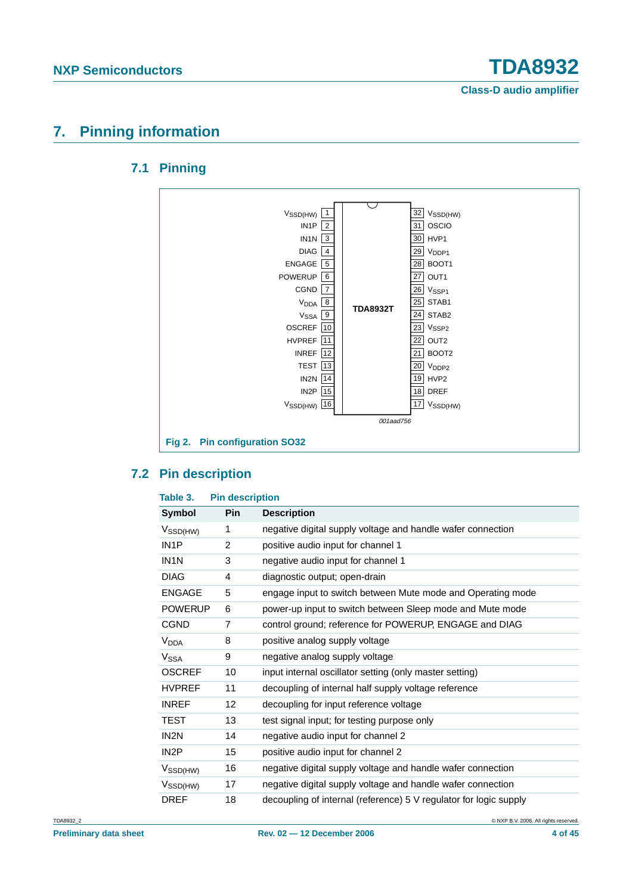## 7. Pinning information

### 7.1 Pinning

| Pin | Symbol | | Pin | Symbol |
|---|---|---|---|---|
| 1 | $V_{SSD(HW)}$ | | 32 | $V_{SSD(HW)}$ |
| 2 | IN1P | | 31 | OSCIO |
| 3 | IN1N | | 30 | HVP1 |
| 4 | DIAG | | 29 | $V_{DDP1}$ |
| 5 | ENGAGE | | 28 | BOOT1 |
| 6 | POWERUP | | 27 | OUT1 |
| 7 | CGND | | 26 | $V_{SSP1}$ |
| 8 | $V_{DDA}$ | TDA8932T | 25 | STAB1 |
| 9 | $V_{SSA}$ | | 24 | STAB2 |
| 10 | OSCREF | | 23 | $V_{SSP2}$ |
| 11 | HVPREF | | 22 | OUT2 |
| 12 | INREF | | 21 | BOOT2 |
| 13 | TEST | | 20 | $V_{DDP2}$ |
| 14 | IN2N | | 19 | HVP2 |
| 15 | IN2P | | 18 | DREF |
| 16 | $V_{SSD(HW)}$ | | 17 | $V_{SSD(HW)}$ |

001aad756

**Fig 2. Pin configuration SO32**

### 7.2 Pin description

**Table 3. Pin description**

| Symbol | Pin | Description |
|---|---|---|
| $V_{SSD(HW)}$ | 1 | negative digital supply voltage and handle wafer connection |
| IN1P | 2 | positive audio input for channel 1 |
| IN1N | 3 | negative audio input for channel 1 |
| DIAG | 4 | diagnostic output; open-drain |
| ENGAGE | 5 | engage input to switch between Mute mode and Operating mode |
| POWERUP | 6 | power-up input to switch between Sleep mode and Mute mode |
| CGND | 7 | control ground; reference for POWERUP, ENGAGE and DIAG |
| $V_{DDA}$ | 8 | positive analog supply voltage |
| $V_{SSA}$ | 9 | negative analog supply voltage |
| OSCREF | 10 | input internal oscillator setting (only master setting) |
| HVPREF | 11 | decoupling of internal half supply voltage reference |
| INREF | 12 | decoupling for input reference voltage |
| TEST | 13 | test signal input; for testing purpose only |
| IN2N | 14 | negative audio input for channel 2 |
| IN2P | 15 | positive audio input for channel 2 |
| $V_{SSD(HW)}$ | 16 | negative digital supply voltage and handle wafer connection |
| $V_{SSD(HW)}$ | 17 | negative digital supply voltage and handle wafer connection |
| DREF | 18 | decoupling of internal (reference) 5 V regulator for logic supply |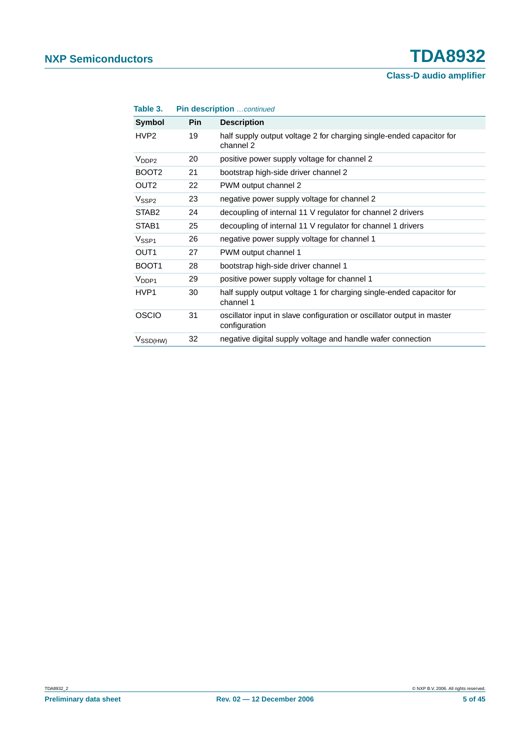**Table 3. Pin description** *…continued*

| Symbol | Pin | Description |
|---|---|---|
| HVP2 | 19 | half supply output voltage 2 for charging single-ended capacitor for channel 2 |
| $V_{DDP2}$ | 20 | positive power supply voltage for channel 2 |
| BOOT2 | 21 | bootstrap high-side driver channel 2 |
| OUT2 | 22 | PWM output channel 2 |
| $V_{SSP2}$ | 23 | negative power supply voltage for channel 2 |
| STAB2 | 24 | decoupling of internal 11 V regulator for channel 2 drivers |
| STAB1 | 25 | decoupling of internal 11 V regulator for channel 1 drivers |
| $V_{SSP1}$ | 26 | negative power supply voltage for channel 1 |
| OUT1 | 27 | PWM output channel 1 |
| BOOT1 | 28 | bootstrap high-side driver channel 1 |
| $V_{DDP1}$ | 29 | positive power supply voltage for channel 1 |
| HVP1 | 30 | half supply output voltage 1 for charging single-ended capacitor for channel 1 |
| OSCIO | 31 | oscillator input in slave configuration or oscillator output in master configuration |
| $V_{SSD(HW)}$ | 32 | negative digital supply voltage and handle wafer connection |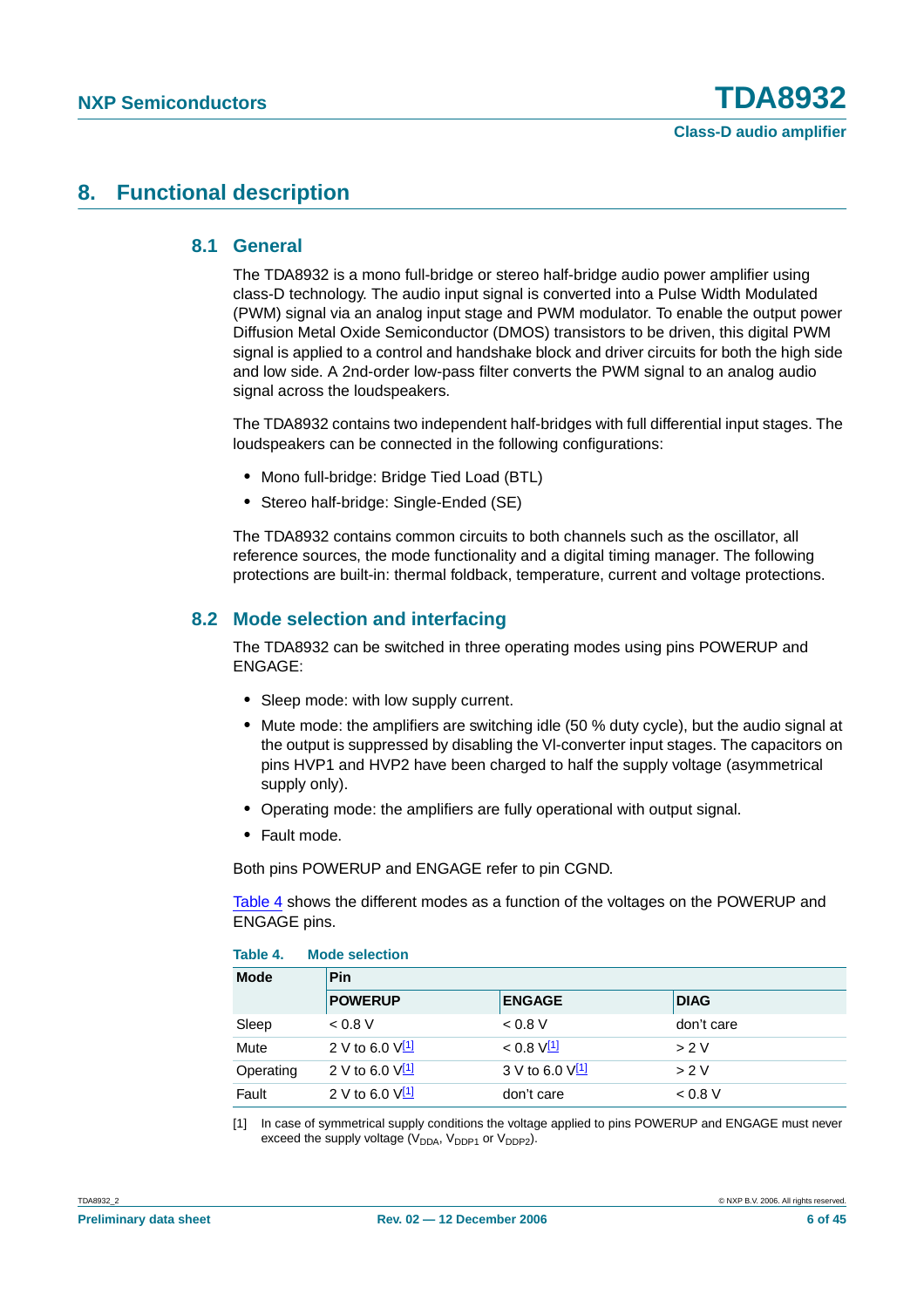# 8. Functional description

## 8.1 General

The TDA8932 is a mono full-bridge or stereo half-bridge audio power amplifier using class-D technology. The audio input signal is converted into a Pulse Width Modulated (PWM) signal via an analog input stage and PWM modulator. To enable the output power Diffusion Metal Oxide Semiconductor (DMOS) transistors to be driven, this digital PWM signal is applied to a control and handshake block and driver circuits for both the high side and low side. A 2nd-order low-pass filter converts the PWM signal to an analog audio signal across the loudspeakers.

The TDA8932 contains two independent half-bridges with full differential input stages. The loudspeakers can be connected in the following configurations:

- Mono full-bridge: Bridge Tied Load (BTL)
- Stereo half-bridge: Single-Ended (SE)

The TDA8932 contains common circuits to both channels such as the oscillator, all reference sources, the mode functionality and a digital timing manager. The following protections are built-in: thermal foldback, temperature, current and voltage protections.

## 8.2 Mode selection and interfacing

The TDA8932 can be switched in three operating modes using pins POWERUP and ENGAGE:

- Sleep mode: with low supply current.
- Mute mode: the amplifiers are switching idle (50 % duty cycle), but the audio signal at the output is suppressed by disabling the VI-converter input stages. The capacitors on pins HVP1 and HVP2 have been charged to half the supply voltage (asymmetrical supply only).
- Operating mode: the amplifiers are fully operational with output signal.
- Fault mode.

Both pins POWERUP and ENGAGE refer to pin CGND.

Table 4 shows the different modes as a function of the voltages on the POWERUP and ENGAGE pins.

**Table 4. Mode selection**

| Mode | Pin | | |
|---|---|---|---|
| | POWERUP | ENGAGE | DIAG |
| Sleep | < 0.8 V | < 0.8 V | don't care |
| Mute | 2 V to 6.0 V[1] | < 0.8 V[1] | > 2 V |
| Operating | 2 V to 6.0 V[1] | 3 V to 6.0 V[1] | > 2 V |
| Fault | 2 V to 6.0 V[1] | don't care | < 0.8 V |

[1] In case of symmetrical supply conditions the voltage applied to pins POWERUP and ENGAGE must never exceed the supply voltage ($V_{DDA}$, $V_{DDP1}$ or $V_{DDP2}$).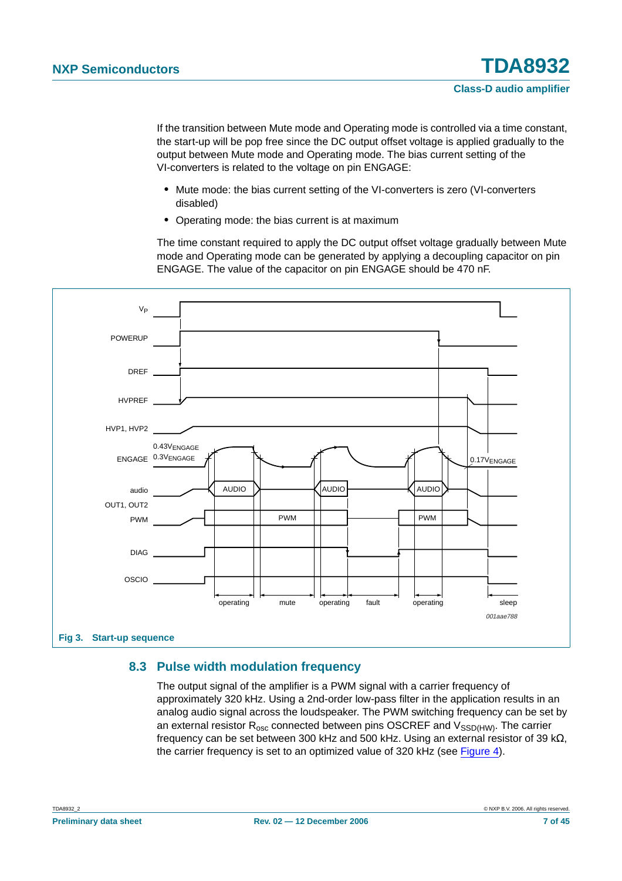If the transition between Mute mode and Operating mode is controlled via a time constant, the start-up will be pop free since the DC output offset voltage is applied gradually to the output between Mute mode and Operating mode. The bias current setting of the VI-converters is related to the voltage on pin ENGAGE:

- Mute mode: the bias current setting of the VI-converters is zero (VI-converters disabled)
- Operating mode: the bias current is at maximum

The time constant required to apply the DC output offset voltage gradually between Mute mode and Operating mode can be generated by applying a decoupling capacitor on pin ENGAGE. The value of the capacitor on pin ENGAGE should be 470 nF.

**Fig 3. Start-up sequence**

## 8.3 Pulse width modulation frequency

The output signal of the amplifier is a PWM signal with a carrier frequency of approximately 320 kHz. Using a 2nd-order low-pass filter in the application results in an analog audio signal across the loudspeaker. The PWM switching frequency can be set by an external resistor $R_{osc}$ connected between pins OSCREF and $V_{SSD(HW)}$. The carrier frequency can be set between 300 kHz and 500 kHz. Using an external resistor of 39 kΩ, the carrier frequency is set to an optimized value of 320 kHz (see Figure 4).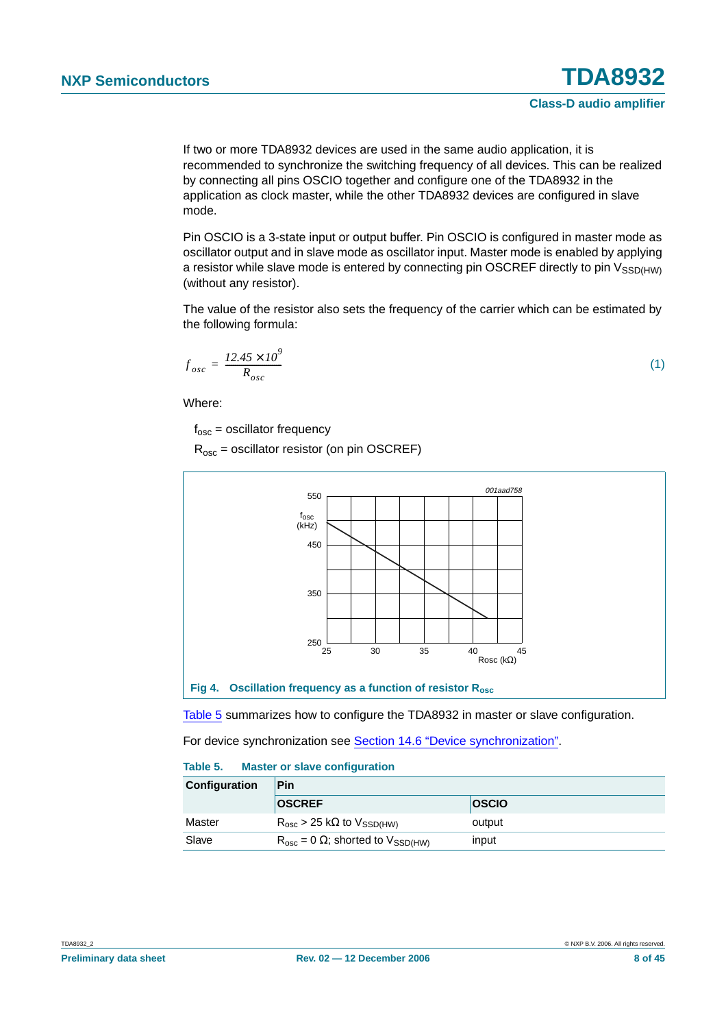If two or more TDA8932 devices are used in the same audio application, it is recommended to synchronize the switching frequency of all devices. This can be realized by connecting all pins OSCIO together and configure one of the TDA8932 in the application as clock master, while the other TDA8932 devices are configured in slave mode.

Pin OSCIO is a 3-state input or output buffer. Pin OSCIO is configured in master mode as oscillator output and in slave mode as oscillator input. Master mode is enabled by applying a resistor while slave mode is entered by connecting pin OSCREF directly to pin $V_{SSD(HW)}$ (without any resistor).

The value of the resistor also sets the frequency of the carrier which can be estimated by the following formula:

$$f_{osc} = \frac{12.45 \times 10^{9}}{R_{osc}} \qquad (1)$$

Where:

$f_{osc}$ = oscillator frequency

$R_{osc}$ = oscillator resistor (on pin OSCREF)

**Fig 4. Oscillation frequency as a function of resistor $R_{osc}$**

Table 5 summarizes how to configure the TDA8932 in master or slave configuration.

For device synchronization see Section 14.6 “Device synchronization”.

**Table 5. Master or slave configuration**

| Configuration | Pin | |
|---|---|---|
| | OSCREF | OSCIO |
| Master | $R_{osc}$ > 25 kΩ to $V_{SSD(HW)}$ | output |
| Slave | $R_{osc}$ = 0 Ω; shorted to $V_{SSD(HW)}$ | input |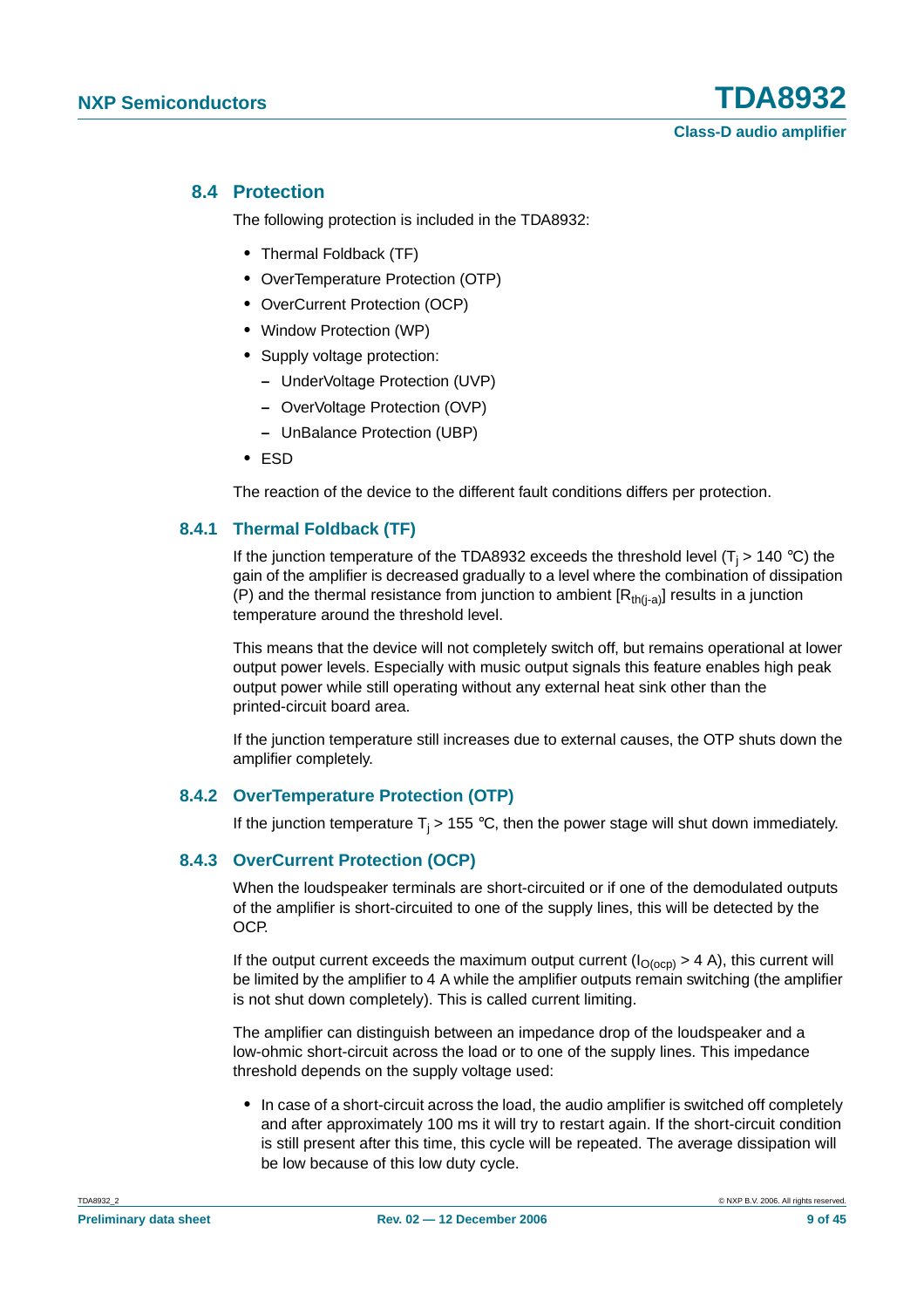### 8.4 Protection

The following protection is included in the TDA8932:

- Thermal Foldback (TF)
- OverTemperature Protection (OTP)
- OverCurrent Protection (OCP)
- Window Protection (WP)
- Supply voltage protection:
  - UnderVoltage Protection (UVP)
  - OverVoltage Protection (OVP)
  - UnBalance Protection (UBP)
- ESD

The reaction of the device to the different fault conditions differs per protection.

#### 8.4.1 Thermal Foldback (TF)

If the junction temperature of the TDA8932 exceeds the threshold level ($T_j$ > 140 °C) the gain of the amplifier is decreased gradually to a level where the combination of dissipation (P) and the thermal resistance from junction to ambient [$R_{th(j-a)}$] results in a junction temperature around the threshold level.

This means that the device will not completely switch off, but remains operational at lower output power levels. Especially with music output signals this feature enables high peak output power while still operating without any external heat sink other than the printed-circuit board area.

If the junction temperature still increases due to external causes, the OTP shuts down the amplifier completely.

#### 8.4.2 OverTemperature Protection (OTP)

If the junction temperature $T_j$ > 155 °C, then the power stage will shut down immediately.

#### 8.4.3 OverCurrent Protection (OCP)

When the loudspeaker terminals are short-circuited or if one of the demodulated outputs of the amplifier is short-circuited to one of the supply lines, this will be detected by the OCP.

If the output current exceeds the maximum output current ($I_{O(ocp)}$ > 4 A), this current will be limited by the amplifier to 4 A while the amplifier outputs remain switching (the amplifier is not shut down completely). This is called current limiting.

The amplifier can distinguish between an impedance drop of the loudspeaker and a low-ohmic short-circuit across the load or to one of the supply lines. This impedance threshold depends on the supply voltage used:

- In case of a short-circuit across the load, the audio amplifier is switched off completely and after approximately 100 ms it will try to restart again. If the short-circuit condition is still present after this time, this cycle will be repeated. The average dissipation will be low because of this low duty cycle.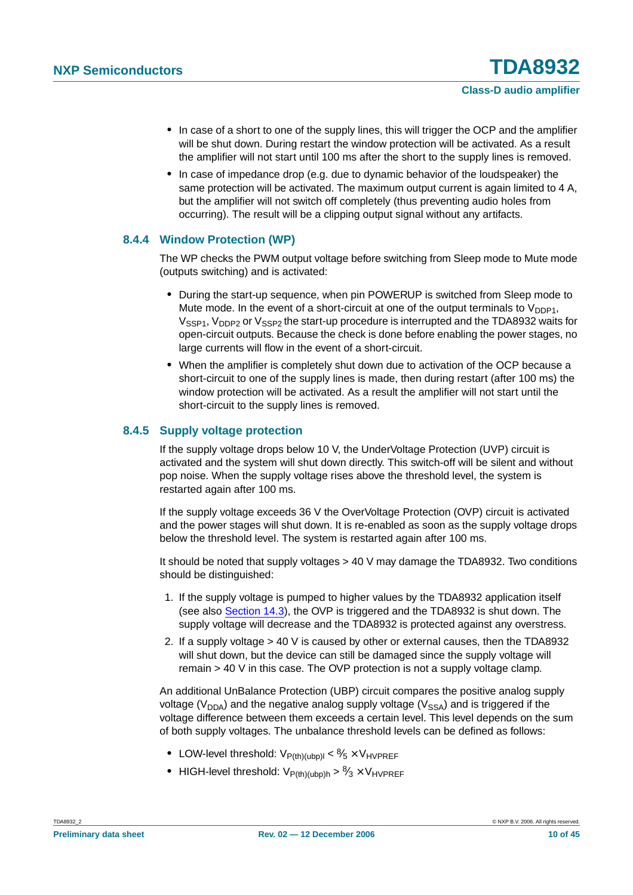- In case of a short to one of the supply lines, this will trigger the OCP and the amplifier will be shut down. During restart the window protection will be activated. As a result the amplifier will not start until 100 ms after the short to the supply lines is removed.
- In case of impedance drop (e.g. due to dynamic behavior of the loudspeaker) the same protection will be activated. The maximum output current is again limited to 4 A, but the amplifier will not switch off completely (thus preventing audio holes from occurring). The result will be a clipping output signal without any artifacts.

### 8.4.4 Window Protection (WP)

The WP checks the PWM output voltage before switching from Sleep mode to Mute mode (outputs switching) and is activated:

- During the start-up sequence, when pin POWERUP is switched from Sleep mode to Mute mode. In the event of a short-circuit at one of the output terminals to $V_{DDP1}$, $V_{SSP1}$, $V_{DDP2}$ or $V_{SSP2}$ the start-up procedure is interrupted and the TDA8932 waits for open-circuit outputs. Because the check is done before enabling the power stages, no large currents will flow in the event of a short-circuit.
- When the amplifier is completely shut down due to activation of the OCP because a short-circuit to one of the supply lines is made, then during restart (after 100 ms) the window protection will be activated. As a result the amplifier will not start until the short-circuit to the supply lines is removed.

### 8.4.5 Supply voltage protection

If the supply drops below 10 V, the UnderVoltage Protection (UVP) circuit is activated and the system will shut down directly. This switch-off will be silent and without pop noise. When the supply voltage rises above the threshold level, the system is restarted again after 100 ms.

If the supply voltage exceeds 36 V the OverVoltage Protection (OVP) circuit is activated and the power stages will shut down. It is re-enabled as soon as the supply voltage drops below the threshold level. The system is restarted again after 100 ms.

It should be noted that supply voltages > 40 V may damage the TDA8932. Two conditions should be distinguished:

1. If the supply voltage is pumped to higher values by the TDA8932 application itself (see also Section 14.3), the OVP is triggered and the TDA8932 is shut down. The supply voltage will decrease and the TDA8932 is protected against any overstress.
2. If a supply voltage > 40 V is caused by other or external causes, then the TDA8932 will shut down, but the device can still be damaged since the supply voltage will remain > 40 V in this case. The OVP protection is not a supply voltage clamp.

An additional UnBalance Protection (UBP) circuit compares the positive analog supply voltage ($V_{DDA}$) and the negative analog supply voltage ($V_{SSA}$) and is triggered if the voltage difference between them exceeds a certain level. This level depends on the sum of both supply voltages. The unbalance threshold levels can be defined as follows:

- LOW-level threshold: $V_{P(th)(ubp)l} < \frac{8}{5} \times V_{HVPREF}$
- HIGH-level threshold: $V_{P(th)(ubp)h} > \frac{8}{3} \times V_{HVPREF}$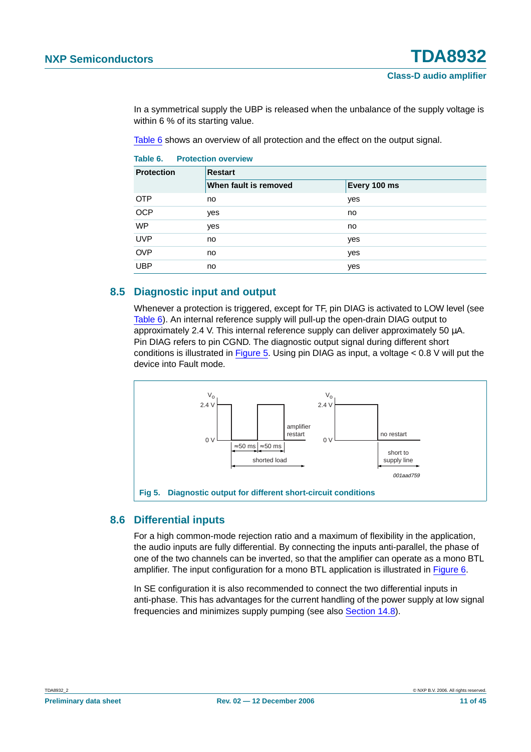In a symmetrical supply the UBP is released when the unbalance of the supply voltage is within 6 % of its starting value.

Table 6 shows an overview of all protection and the effect on the output signal.

**Table 6. Protection overview**

| Protection | Restart | |
|---|---|---|
| | When fault is removed | Every 100 ms |
| OTP | no | yes |
| OCP | yes | no |
| WP | yes | no |
| UVP | no | yes |
| OVP | no | yes |
| UBP | no | yes |

## 8.5 Diagnostic input and output

Whenever a protection is triggered, except for TF, pin DIAG is activated to LOW level (see Table 6). An internal reference supply will pull-up the open-drain DIAG output to approximately 2.4 V. This internal reference supply can deliver approximately 50 μA. Pin DIAG refers to pin CGND. The diagnostic output signal during different short conditions is illustrated in Figure 5. Using pin DIAG as input, a voltage < 0.8 V will put the device into Fault mode.

Fig 5. Diagnostic output for different short-circuit conditions

## 8.6 Differential inputs

For a high common-mode rejection ratio and a maximum of flexibility in the application, the audio inputs are fully differential. By connecting the inputs anti-parallel, the phase of one of the two channels can be inverted, so that the amplifier can operate as a mono BTL amplifier. The input configuration for a mono BTL application is illustrated in Figure 6.

In SE configuration it is also recommended to connect the two differential inputs in anti-phase. This has advantages for the current handling of the power supply at low signal frequencies and minimizes supply pumping (see also Section 14.8).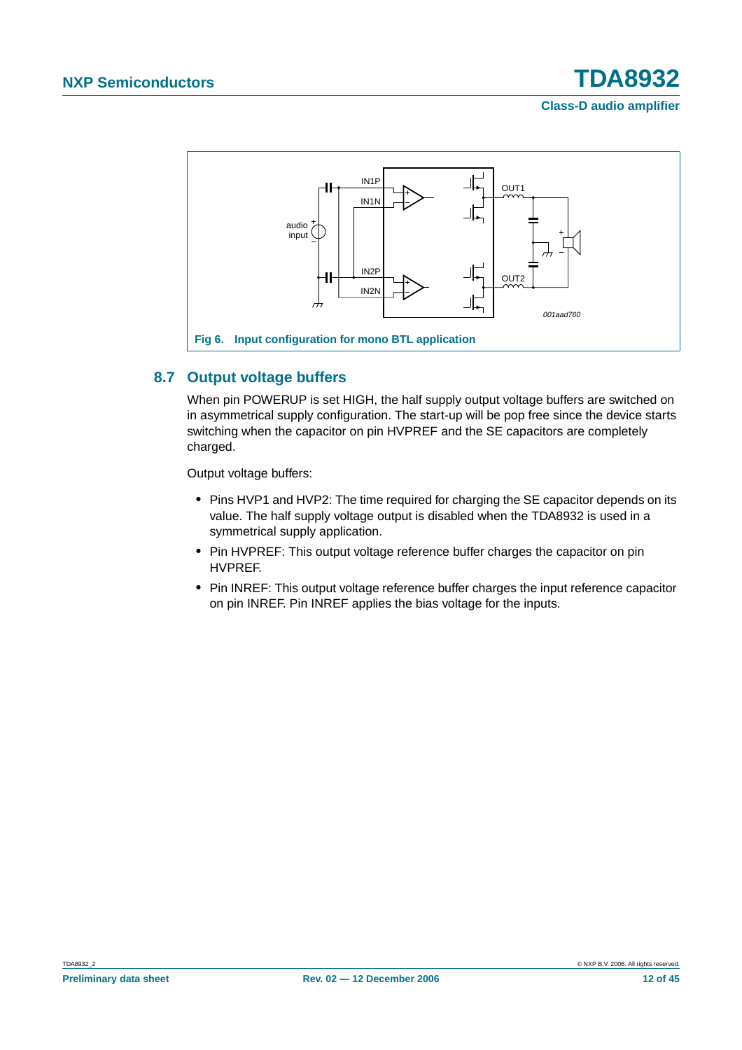Fig 6. Input configuration for mono BTL application

## 8.7 Output voltage buffers

When pin POWERUP is set HIGH, the half supply output voltage buffers are switched on in asymmetrical supply configuration. The start-up will be pop free since the device starts switching when the capacitor on pin HVPREF and the SE capacitors are completely charged.

Output voltage buffers:

- Pins HVP1 and HVP2: The time required for charging the SE capacitor depends on its value. The half supply voltage output is disabled when the TDA8932 is used in a symmetrical supply application.
- Pin HVPREF: This output voltage reference buffer charges the capacitor on pin HVPREF.
- Pin INREF: This output voltage reference buffer charges the input reference capacitor on pin INREF. Pin INREF applies the bias voltage for the inputs.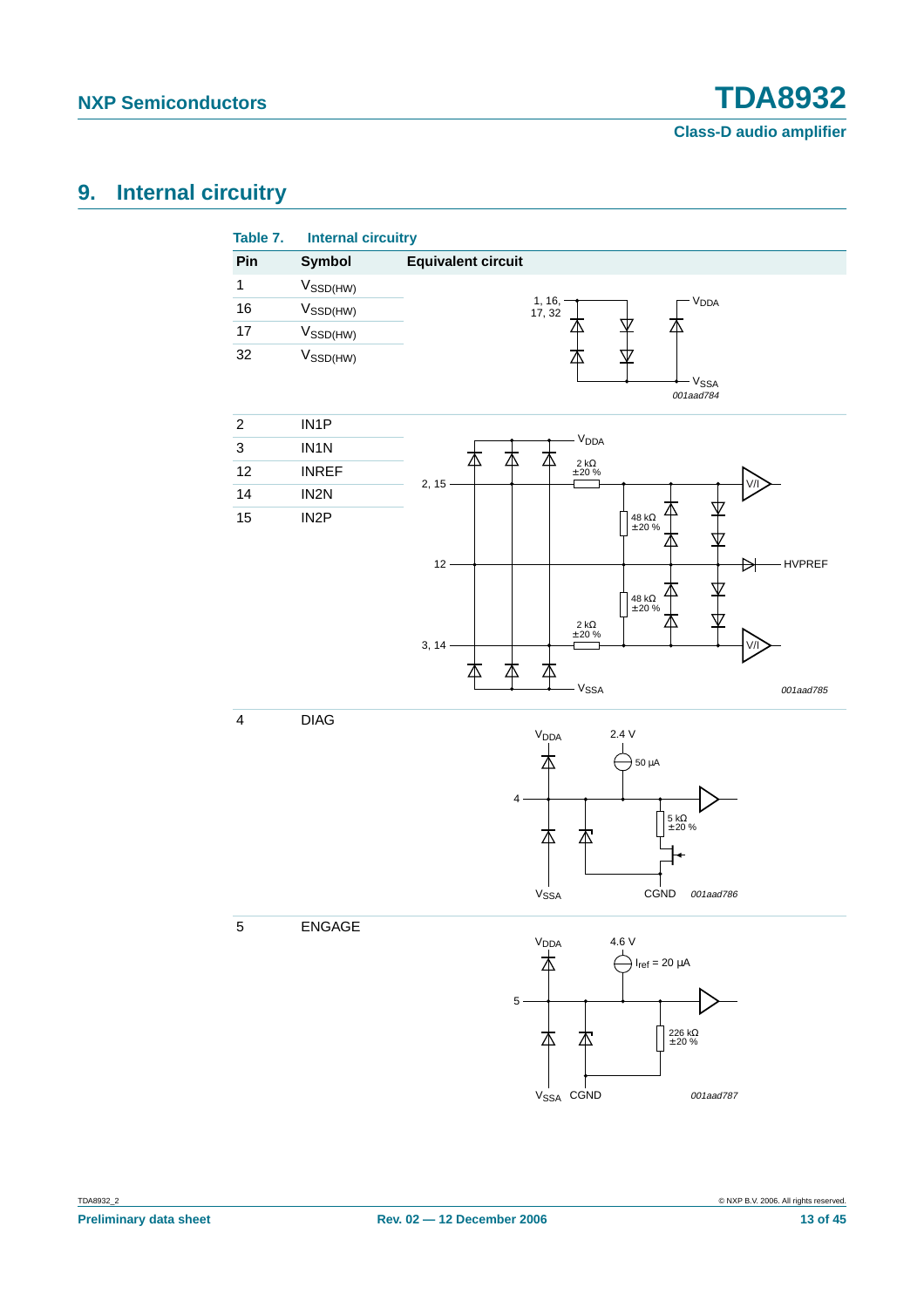## 9. Internal circuitry

**Table 7. Internal circuitry**

| Pin | Symbol | Equivalent circuit |
|---|---|---|
| 1 | $V_{SSD(HW)}$ | |
| 16 | $V_{SSD(HW)}$ | |
| 17 | $V_{SSD(HW)}$ | |
| 32 | $V_{SSD(HW)}$ | 001aad784 |
| 2 | IN1P | |
| 3 | IN1N | |
| 12 | INREF | |
| 14 | IN2N | |
| 15 | IN2P | 001aad785 |
| 4 | DIAG | 001aad786 |
| 5 | ENGAGE | 001aad787 |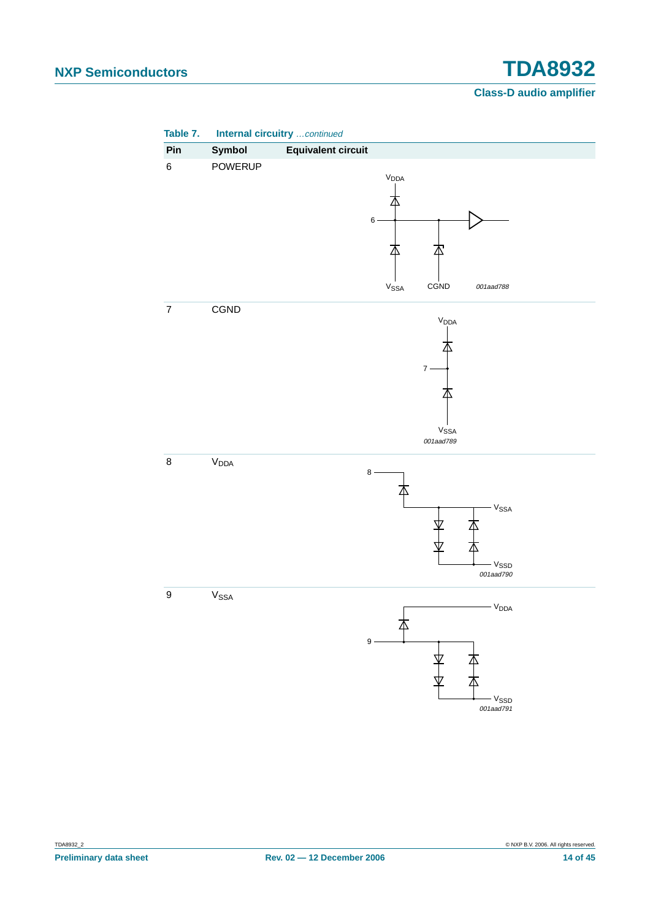**Table 7. Internal circuitry** *...continued*

| Pin | Symbol | Equivalent circuit |
|---|---|---|
| 6 | POWERUP | $V_{DDA}$ 6 $V_{SSA}$ CGND *001aad788* |
| 7 | CGND | $V_{DDA}$ 7 $V_{SSA}$ *001aad789* |
| 8 | $V_{DDA}$ | 8 $V_{SSA}$ $V_{SSD}$ *001aad790* |
| 9 | $V_{SSA}$ | $V_{DDA}$ 9 $V_{SSD}$ *001aad791* |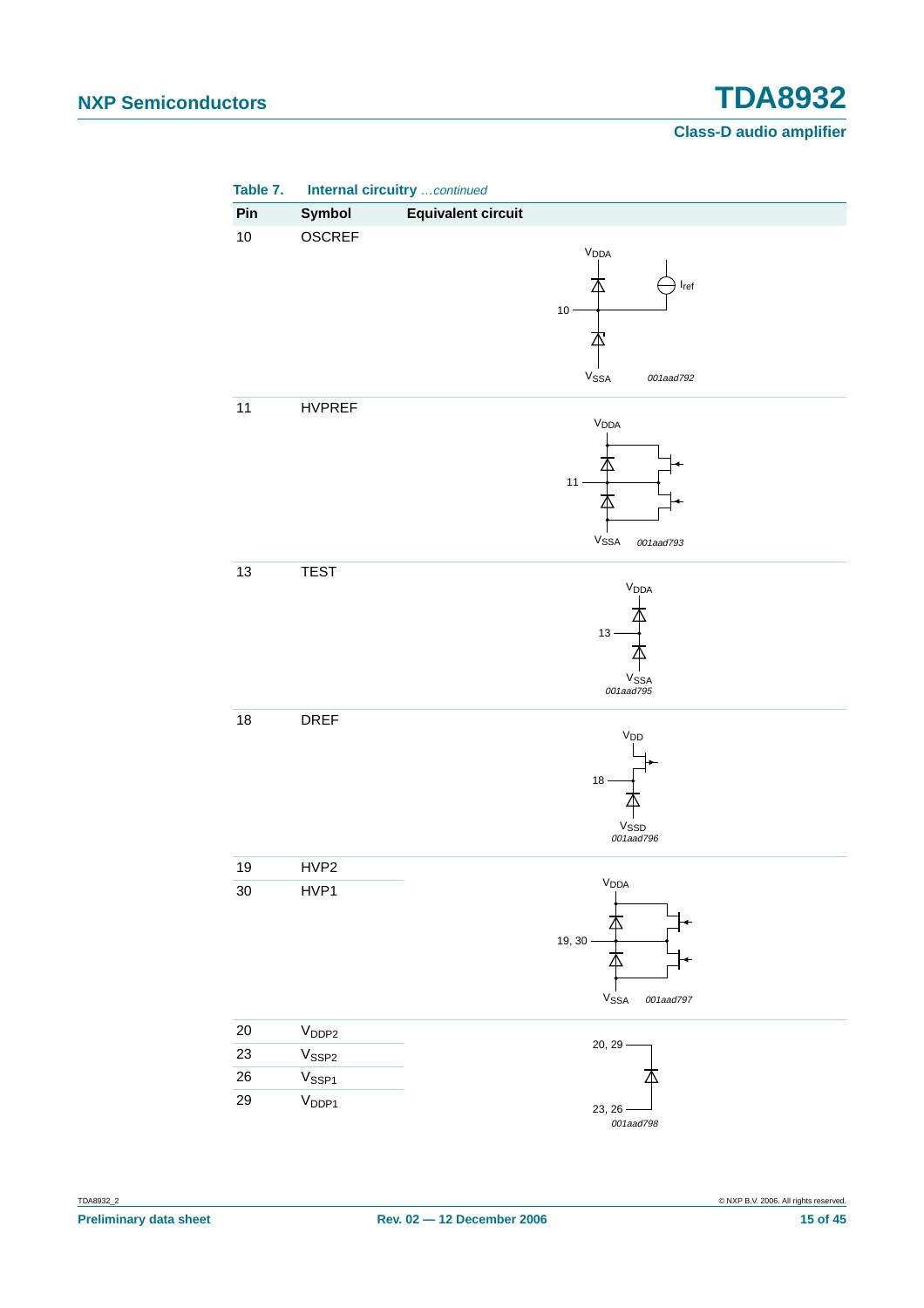**Table 7. Internal circuitry** *...continued*

| Pin | Symbol | Equivalent circuit |
|---|---|---|
| 10 | OSCREF | 001aad792 |
| 11 | HVPREF | 001aad793 |
| 13 | TEST | 001aad795 |
| 18 | DREF | 001aad796 |
| 19 | HVP2 | 001aad797 |
| 30 | HVP1 | |
| 20 | $V_{DDP2}$ | 001aad798 |
| 23 | $V_{SSP2}$ | |
| 26 | $V_{SSP1}$ | |
| 29 | $V_{DDP1}$ | |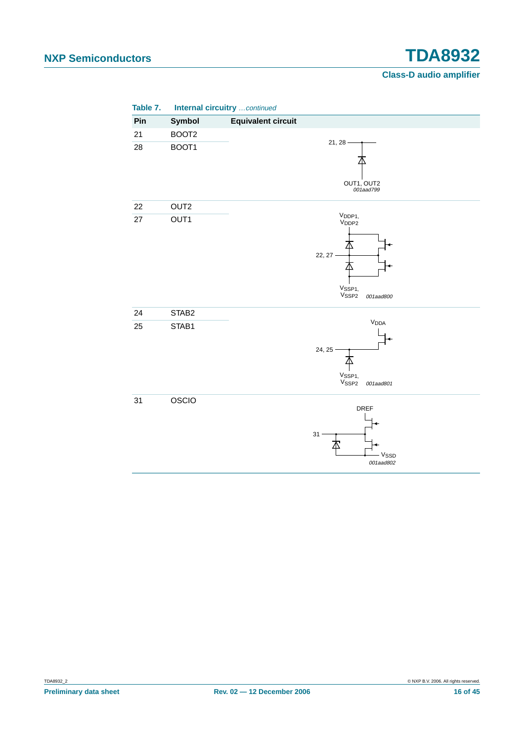**Table 7. Internal circuitry** *...continued*

| Pin | Symbol | Equivalent circuit |
|---|---|---|
| 21 | BOOT2 | 21, 28; OUT1, OUT2; *001aad799* |
| 28 | BOOT1 | |
| 22 | OUT2 | $V_{DDP1}$, $V_{DDP2}$; 22, 27; $V_{SSP1}$, $V_{SSP2}$; *001aad800* |
| 27 | OUT1 | |
| 24 | STAB2 | $V_{DDA}$; 24, 25; $V_{SSP1}$, $V_{SSP2}$; *001aad801* |
| 25 | STAB1 | |
| 31 | OSCIO | DREF; 31; $V_{SSD}$; *001aad802* |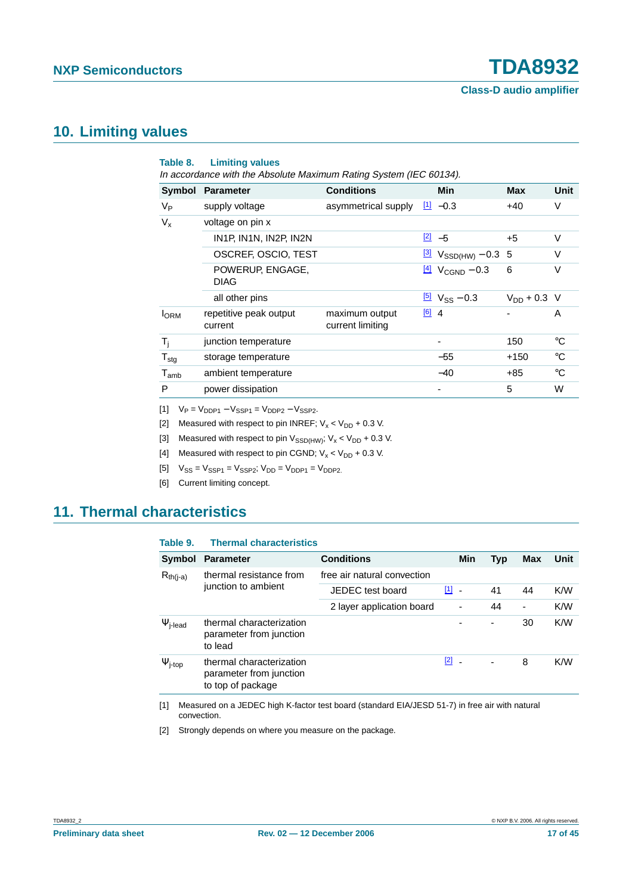## 10. Limiting values

**Table 8. Limiting values**

*In accordance with the Absolute Maximum Rating System (IEC 60134).*

| Symbol | Parameter | Conditions | | Min | Max | Unit |
|---|---|---|---|---|---|---|
| $V_P$ | supply voltage | asymmetrical supply | [1] | −0.3 | +40 | V |
| $V_x$ | voltage on pin x | | | | | |
| | IN1P, IN1N, IN2P, IN2N | | [2] | −5 | +5 | V |
| | OSCREF, OSCIO, TEST | | [3] | $V_{SSD(HW)}$ −0.3 | 5 | V |
| | POWERUP, ENGAGE, DIAG | | [4] | $V_{CGND}$ −0.3 | 6 | V |
| | all other pins | | [5] | $V_{SS}$ −0.3 | $V_{DD}$ + 0.3 | V |
| $I_{ORM}$ | repetitive peak output current | maximum output current limiting | [6] | 4 | - | A |
| $T_j$ | junction temperature | | | - | 150 | °C |
| $T_{stg}$ | storage temperature | | | −55 | +150 | °C |
| $T_{amb}$ | ambient temperature | | | −40 | +85 | °C |
| P | power dissipation | | | - | 5 | W |

[1] $V_P = V_{DDP1} - V_{SSP1} = V_{DDP2} - V_{SSP2}$.

[2] Measured with respect to pin INREF; $V_x < V_{DD} + 0.3$ V.

[3] Measured with respect to pin $V_{SSD(HW)}$; $V_x < V_{DD} + 0.3$ V.

[4] Measured with respect to pin CGND; $V_x < V_{DD} + 0.3$ V.

[5] $V_{SS} = V_{SSP1} = V_{SSP2}$; $V_{DD} = V_{DDP1} = V_{DDP2}$.

[6] Current limiting concept.

## 11. Thermal characteristics

**Table 9. Thermal characteristics**

| Symbol | Parameter | Conditions | | Min | Typ | Max | Unit |
|---|---|---|---|---|---|---|---|
| $R_{th(j-a)}$ | thermal resistance from junction to ambient | free air natural convection | | | | | |
| | | JEDEC test board | [1] | - | 41 | 44 | K/W |
| | | 2 layer application board | | - | 44 | - | K/W |
| $\Psi_{j-lead}$ | thermal characterization parameter from junction to lead | | | - | - | 30 | K/W |
| $\Psi_{j-top}$ | thermal characterization parameter from junction to top of package | | [2] | - | - | 8 | K/W |

[1] Measured on a JEDEC high K-factor test board (standard EIA/JESD 51-7) in free air with natural convection.

[2] Strongly depends on where you measure on the package.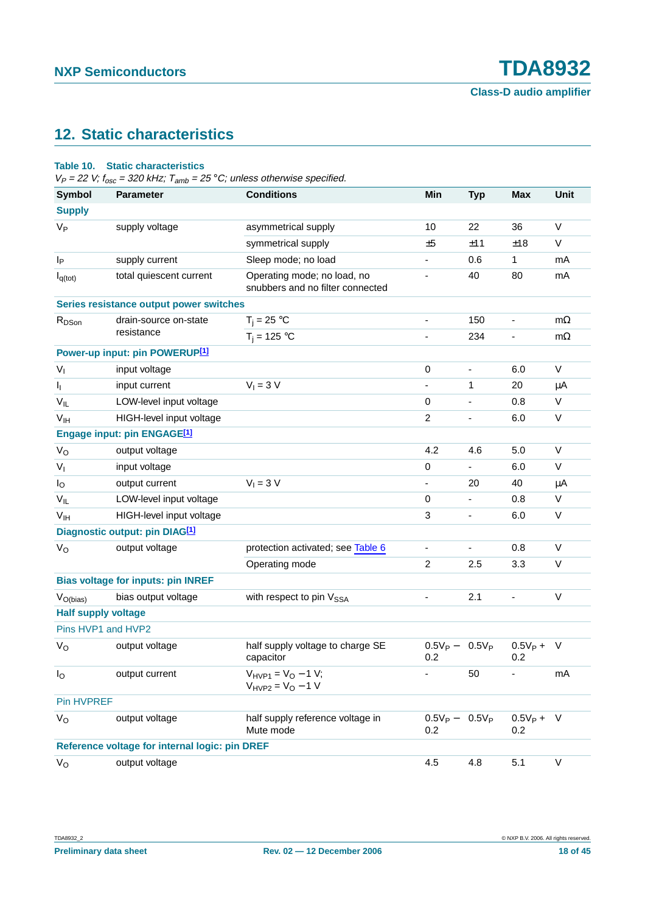## 12. Static characteristics

**Table 10. Static characteristics**

*$V_P$ = 22 V; $f_{osc}$ = 320 kHz; $T_{amb}$ = 25 °C; unless otherwise specified.*

| Symbol | Parameter | Conditions | Min | Typ | Max | Unit |
|---|---|---|---|---|---|---|
| **Supply** | | | | | | |
| $V_P$ | supply voltage | asymmetrical supply | 10 | 22 | 36 | V |
| | | symmetrical supply | ±5 | ±11 | ±18 | V |
| $I_P$ | supply current | Sleep mode; no load | - | 0.6 | 1 | mA |
| $I_{q(tot)}$ | total quiescent current | Operating mode; no load, no snubbers and no filter connected | - | 40 | 80 | mA |
| **Series resistance output power switches** | | | | | | |
| $R_{DSon}$ | drain-source on-state resistance | $T_j$ = 25 °C | - | 150 | - | mΩ |
| | | $T_j$ = 125 °C | - | 234 | - | mΩ |
| **Power-up input: pin POWERUP[1]** | | | | | | |
| $V_I$ | input voltage | | 0 | - | 6.0 | V |
| $I_I$ | input current | $V_I$ = 3 V | - | 1 | 20 | µA |
| $V_{IL}$ | LOW-level input voltage | | 0 | - | 0.8 | V |
| $V_{IH}$ | HIGH-level input voltage | | 2 | - | 6.0 | V |
| **Engage input: pin ENGAGE[1]** | | | | | | |
| $V_O$ | output voltage | | 4.2 | 4.6 | 5.0 | V |
| $V_I$ | input voltage | | 0 | - | 6.0 | V |
| $I_O$ | output current | $V_I$ = 3 V | - | 20 | 40 | µA |
| $V_{IL}$ | LOW-level input voltage | | 0 | - | 0.8 | V |
| $V_{IH}$ | HIGH-level input voltage | | 3 | - | 6.0 | V |
| **Diagnostic output: pin DIAG[1]** | | | | | | |
| $V_O$ | output voltage | protection activated; see Table 6 | - | - | 0.8 | V |
| | | Operating mode | 2 | 2.5 | 3.3 | V |
| **Bias voltage for inputs: pin INREF** | | | | | | |
| $V_{O(bias)}$ | bias output voltage | with respect to pin $V_{SSA}$ | - | 2.1 | - | V |
| **Half supply voltage** | | | | | | |
| Pins HVP1 and HVP2 | | | | | | |
| $V_O$ | output voltage | half supply voltage to charge SE capacitor | $0.5V_P - 0.2$ | $0.5V_P$ | $0.5V_P + 0.2$ | V |
| $I_O$ | output current | $V_{HVP1} = V_O - 1$ V; $V_{HVP2} = V_O - 1$ V | - | 50 | - | mA |
| Pin HVPREF | | | | | | |
| $V_O$ | output voltage | half supply reference voltage in Mute mode | $0.5V_P - 0.2$ | $0.5V_P$ | $0.5V_P + 0.2$ | V |
| **Reference voltage for internal logic: pin DREF** | | | | | | |
| $V_O$ | output voltage | | 4.5 | 4.8 | 5.1 | V |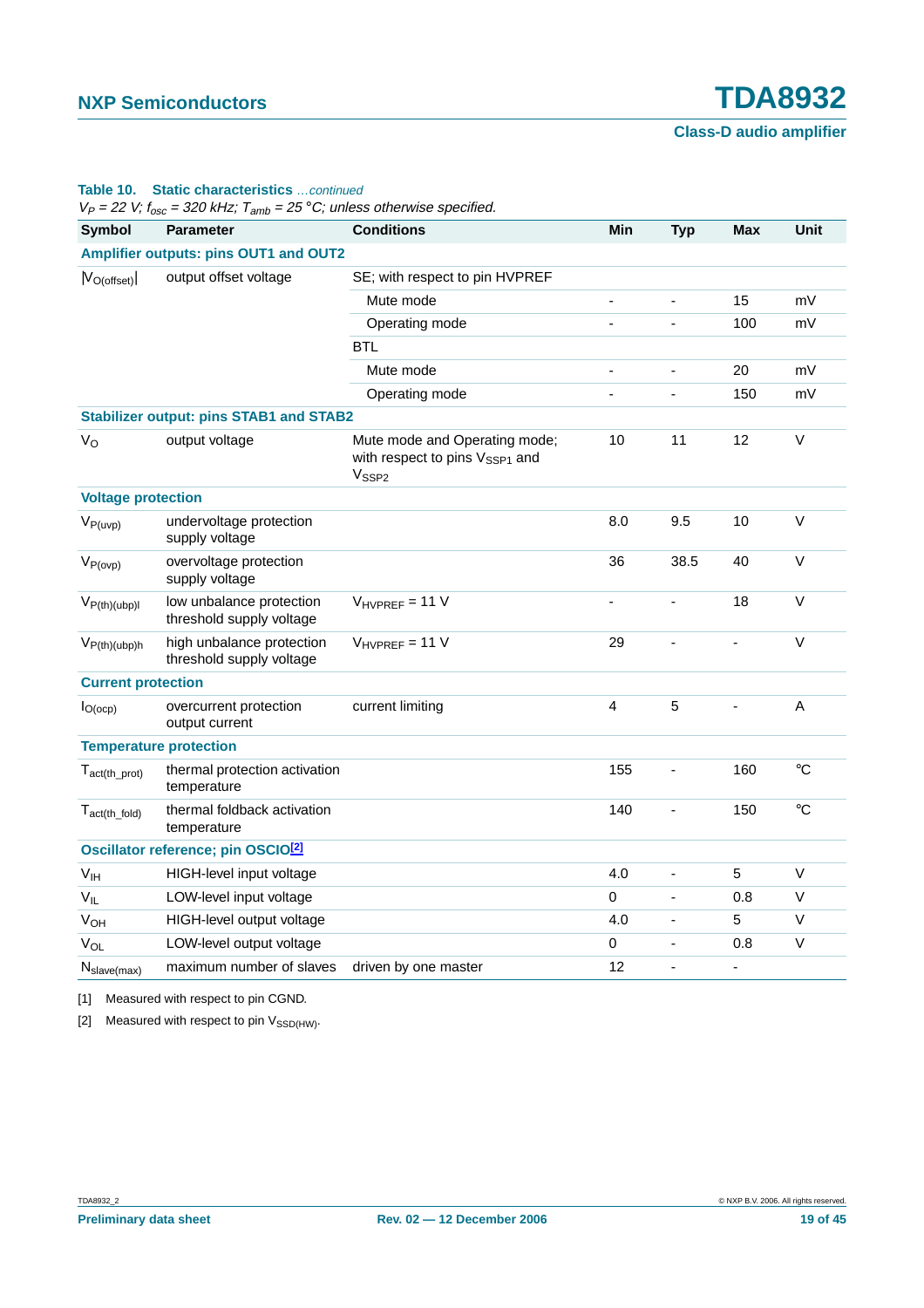**Table 10. Static characteristics** *…continued*

*$V_P$ = 22 V; $f_{osc}$ = 320 kHz; $T_{amb}$ = 25 °C; unless otherwise specified.*

| Symbol | Parameter | Conditions | Min | Typ | Max | Unit |
|---|---|---|---|---|---|---|
| **Amplifier outputs: pins OUT1 and OUT2** | | | | | | |
| $\lvert V_{O(offset)} \rvert$ | output offset voltage | SE; with respect to pin HVPREF | | | | |
| | | Mute mode | - | - | 15 | mV |
| | | Operating mode | - | - | 100 | mV |
| | | BTL | | | | |
| | | Mute mode | - | - | 20 | mV |
| | | Operating mode | - | - | 150 | mV |
| **Stabilizer output: pins STAB1 and STAB2** | | | | | | |
| $V_O$ | output voltage | Mute mode and Operating mode; with respect to pins $V_{SSP1}$ and $V_{SSP2}$ | 10 | 11 | 12 | V |
| **Voltage protection** | | | | | | |
| $V_{P(uvp)}$ | undervoltage protection supply voltage | | 8.0 | 9.5 | 10 | V |
| $V_{P(ovp)}$ | overvoltage protection supply voltage | | 36 | 38.5 | 40 | V |
| $V_{P(th)(ubp)l}$ | low unbalance protection threshold supply voltage | $V_{HVPREF}$ = 11 V | - | - | 18 | V |
| $V_{P(th)(ubp)h}$ | high unbalance protection threshold supply voltage | $V_{HVPREF}$ = 11 V | 29 | - | - | V |
| **Current protection** | | | | | | |
| $I_{O(ocp)}$ | overcurrent protection output current | current limiting | 4 | 5 | - | A |
| **Temperature protection** | | | | | | |
| $T_{act(th\_prot)}$ | thermal protection activation temperature | | 155 | - | 160 | °C |
| $T_{act(th\_fold)}$ | thermal foldback activation temperature | | 140 | - | 150 | °C |
| **Oscillator reference; pin OSCIO[2]** | | | | | | |
| $V_{IH}$ | HIGH-level input voltage | | 4.0 | - | 5 | V |
| $V_{IL}$ | LOW-level input voltage | | 0 | - | 0.8 | V |
| $V_{OH}$ | HIGH-level output voltage | | 4.0 | - | 5 | V |
| $V_{OL}$ | LOW-level output voltage | | 0 | - | 0.8 | V |
| $N_{slave(max)}$ | maximum number of slaves | driven by one master | 12 | - | - | |

[1] Measured with respect to pin CGND.

[2] Measured with respect to pin $V_{SSD(HW)}$.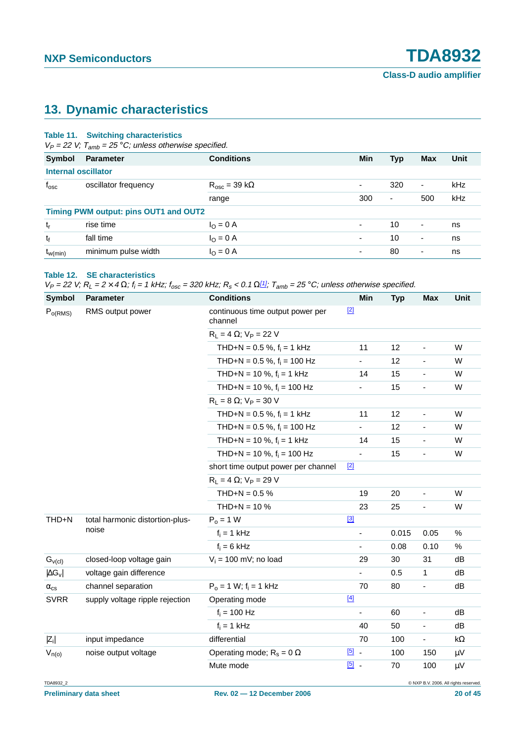## 13. Dynamic characteristics

**Table 11. Switching characteristics**

*$V_P$ = 22 V; $T_{amb}$ = 25 °C; unless otherwise specified.*

| Symbol | Parameter | Conditions | Min | Typ | Max | Unit |
|---|---|---|---|---|---|---|
| **Internal oscillator** | | | | | | |
| $f_{osc}$ | oscillator frequency | $R_{osc}$ = 39 kΩ | - | 320 | - | kHz |
| | | range | 300 | - | 500 | kHz |
| **Timing PWM output: pins OUT1 and OUT2** | | | | | | |
| $t_r$ | rise time | $I_O$ = 0 A | - | 10 | - | ns |
| $t_f$ | fall time | $I_O$ = 0 A | - | 10 | - | ns |
| $t_{w(min)}$ | minimum pulse width | $I_O$ = 0 A | - | 80 | - | ns |

**Table 12. SE characteristics**

*$V_P$ = 22 V; $R_L$ = 2 × 4 Ω; $f_i$ = 1 kHz; $f_{osc}$ = 320 kHz; $R_s$ < 0.1 Ω[1]; $T_{amb}$ = 25 °C; unless otherwise specified.*

| Symbol | Parameter | Conditions | | Min | Typ | Max | Unit |
|---|---|---|---|---|---|---|---|
| $P_{o(RMS)}$ | RMS output power | continuous time output power per channel | [2] | | | | |
| | | $R_L$ = 4 Ω; $V_P$ = 22 V | | | | | |
| | | THD+N = 0.5 %, $f_i$ = 1 kHz | | 11 | 12 | - | W |
| | | THD+N = 0.5 %, $f_i$ = 100 Hz | | - | 12 | - | W |
| | | THD+N = 10 %, $f_i$ = 1 kHz | | 14 | 15 | - | W |
| | | THD+N = 10 %, $f_i$ = 100 Hz | | - | 15 | - | W |
| | | $R_L$ = 8 Ω; $V_P$ = 30 V | | | | | |
| | | THD+N = 0.5 %, $f_i$ = 1 kHz | | 11 | 12 | - | W |
| | | THD+N = 0.5 %, $f_i$ = 100 Hz | | - | 12 | - | W |
| | | THD+N = 10 %, $f_i$ = 1 kHz | | 14 | 15 | - | W |
| | | THD+N = 10 %, $f_i$ = 100 Hz | | - | 15 | - | W |
| | | short time output power per channel | [2] | | | | |
| | | $R_L$ = 4 Ω; $V_P$ = 29 V | | | | | |
| | | THD+N = 0.5 % | | 19 | 20 | - | W |
| | | THD+N = 10 % | | 23 | 25 | - | W |
| THD+N | total harmonic distortion-plus-noise | $P_o$ = 1 W | [3] | | | | |
| | | $f_i$ = 1 kHz | | - | 0.015 | 0.05 | % |
| | | $f_i$ = 6 kHz | | - | 0.08 | 0.10 | % |
| $G_{v(cl)}$ | closed-loop voltage gain | $V_i$ = 100 mV; no load | | 29 | 30 | 31 | dB |
| $\|\Delta G_v\|$ | voltage gain difference | | | - | 0.5 | 1 | dB |
| $\alpha_{cs}$ | channel separation | $P_o$ = 1 W; $f_i$ = 1 kHz | | 70 | 80 | - | dB |
| SVRR | supply voltage ripple rejection | Operating mode | [4] | | | | |
| | | $f_i$ = 100 Hz | | - | 60 | - | dB |
| | | $f_i$ = 1 kHz | | 40 | 50 | - | dB |
| $\|Z_i\|$ | input impedance | differential | | 70 | 100 | - | kΩ |
| $V_{n(o)}$ | noise output voltage | Operating mode; $R_s$ = 0 Ω | [5] | - | 100 | 150 | μV |
| | | Mute mode | [5] | - | 70 | 100 | μV |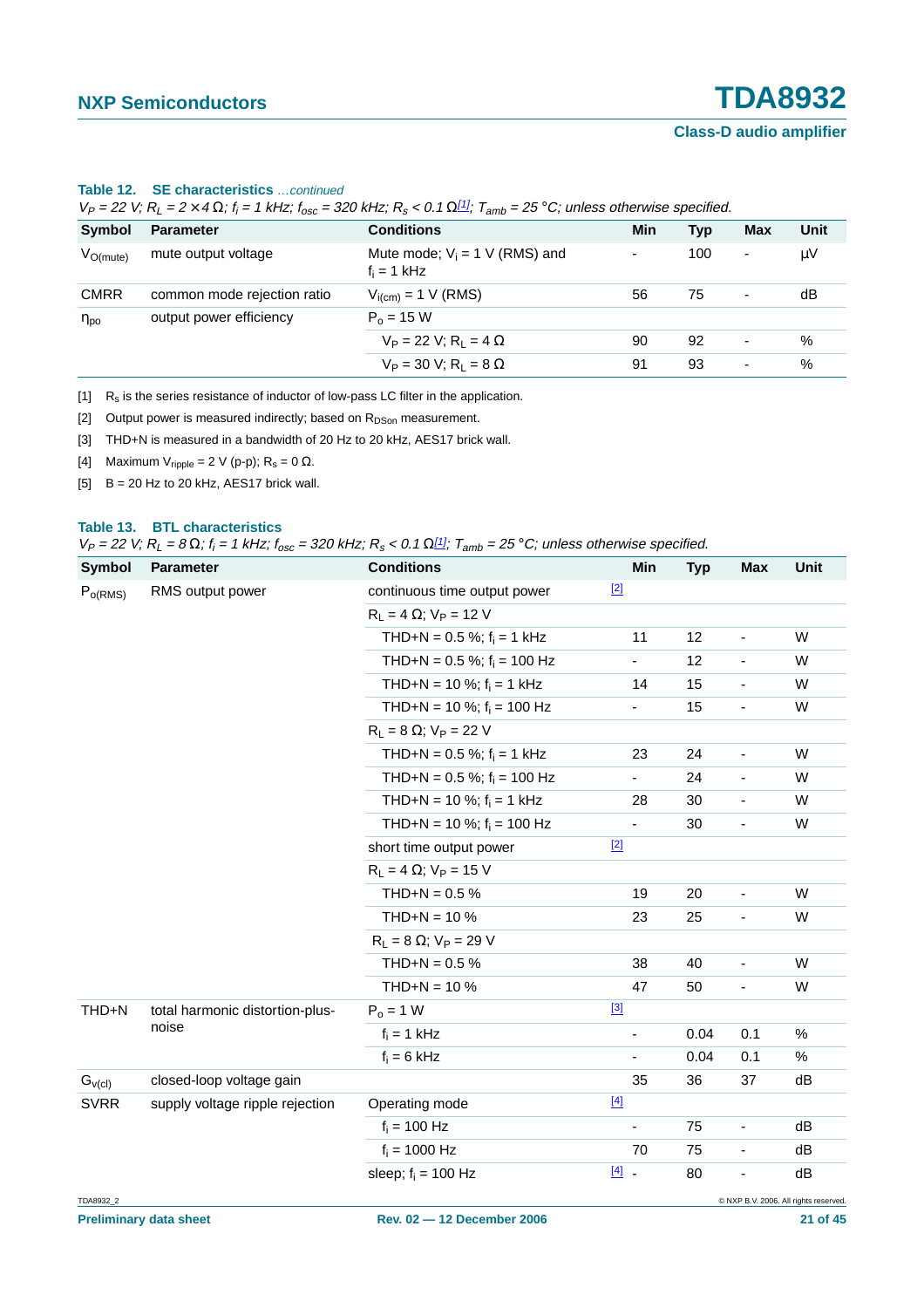**Table 12. SE characteristics** *...continued*

*$V_P$ = 22 V; $R_L$ = 2 × 4 Ω; $f_i$ = 1 kHz; $f_{osc}$ = 320 kHz; $R_s$ < 0.1 Ω[1]; $T_{amb}$ = 25 °C; unless otherwise specified.*

| Symbol | Parameter | Conditions | Min | Typ | Max | Unit |
|---|---|---|---|---|---|---|
| $V_{O(mute)}$ | mute output voltage | Mute mode; $V_i$ = 1 V (RMS) and $f_i$ = 1 kHz | - | 100 | - | μV |
| CMRR | common mode rejection ratio | $V_{i(cm)}$ = 1 V (RMS) | 56 | 75 | - | dB |
| $\eta_{po}$ | output power efficiency | $P_o$ = 15 W | | | | |
| | | $V_P$ = 22 V; $R_L$ = 4 Ω | 90 | 92 | - | % |
| | | $V_P$ = 30 V; $R_L$ = 8 Ω | 91 | 93 | - | % |

[1] $R_s$ is the series resistance of inductor of low-pass LC filter in the application.

[2] Output power is measured indirectly; based on $R_{DSon}$ measurement.

[3] THD+N is measured in a bandwidth of 20 Hz to 20 kHz, AES17 brick wall.

[4] Maximum $V_{ripple}$ = 2 V (p-p); $R_s$ = 0 Ω.

[5] B = 20 Hz to 20 kHz, AES17 brick wall.

**Table 13. BTL characteristics**

*$V_P$ = 22 V; $R_L$ = 8 Ω; $f_i$ = 1 kHz; $f_{osc}$ = 320 kHz; $R_s$ < 0.1 Ω[1]; $T_{amb}$ = 25 °C; unless otherwise specified.*

| Symbol | Parameter | Conditions | | Min | Typ | Max | Unit |
|---|---|---|---|---|---|---|---|
| $P_{o(RMS)}$ | RMS output power | continuous time output power | [2] | | | | |
| | | $R_L$ = 4 Ω; $V_P$ = 12 V | | | | | |
| | | THD+N = 0.5 %; $f_i$ = 1 kHz | | 11 | 12 | - | W |
| | | THD+N = 0.5 %; $f_i$ = 100 Hz | | - | 12 | - | W |
| | | THD+N = 10 %; $f_i$ = 1 kHz | | 14 | 15 | - | W |
| | | THD+N = 10 %; $f_i$ = 100 Hz | | - | 15 | - | W |
| | | $R_L$ = 8 Ω; $V_P$ = 22 V | | | | | |
| | | THD+N = 0.5 %; $f_i$ = 1 kHz | | 23 | 24 | - | W |
| | | THD+N = 0.5 %; $f_i$ = 100 Hz | | - | 24 | - | W |
| | | THD+N = 10 %; $f_i$ = 1 kHz | | 28 | 30 | - | W |
| | | THD+N = 10 %; $f_i$ = 100 Hz | | - | 30 | - | W |
| | | short time output power | [2] | | | | |
| | | $R_L$ = 4 Ω; $V_P$ = 15 V | | | | | |
| | | THD+N = 0.5 % | | 19 | 20 | - | W |
| | | THD+N = 10 % | | 23 | 25 | - | W |
| | | $R_L$ = 8 Ω; $V_P$ = 29 V | | | | | |
| | | THD+N = 0.5 % | | 38 | 40 | - | W |
| | | THD+N = 10 % | | 47 | 50 | - | W |
| THD+N | total harmonic distortion-plus-noise | $P_o$ = 1 W | [3] | | | | |
| | | $f_i$ = 1 kHz | | - | 0.04 | 0.1 | % |
| | | $f_i$ = 6 kHz | | - | 0.04 | 0.1 | % |
| $G_{v(cl)}$ | closed-loop voltage gain | | | 35 | 36 | 37 | dB |
| SVRR | supply voltage ripple rejection | Operating mode | [4] | | | | |
| | | $f_i$ = 100 Hz | | - | 75 | - | dB |
| | | $f_i$ = 1000 Hz | | 70 | 75 | - | dB |
| | | sleep; $f_i$ = 100 Hz | [4] | - | 80 | - | dB |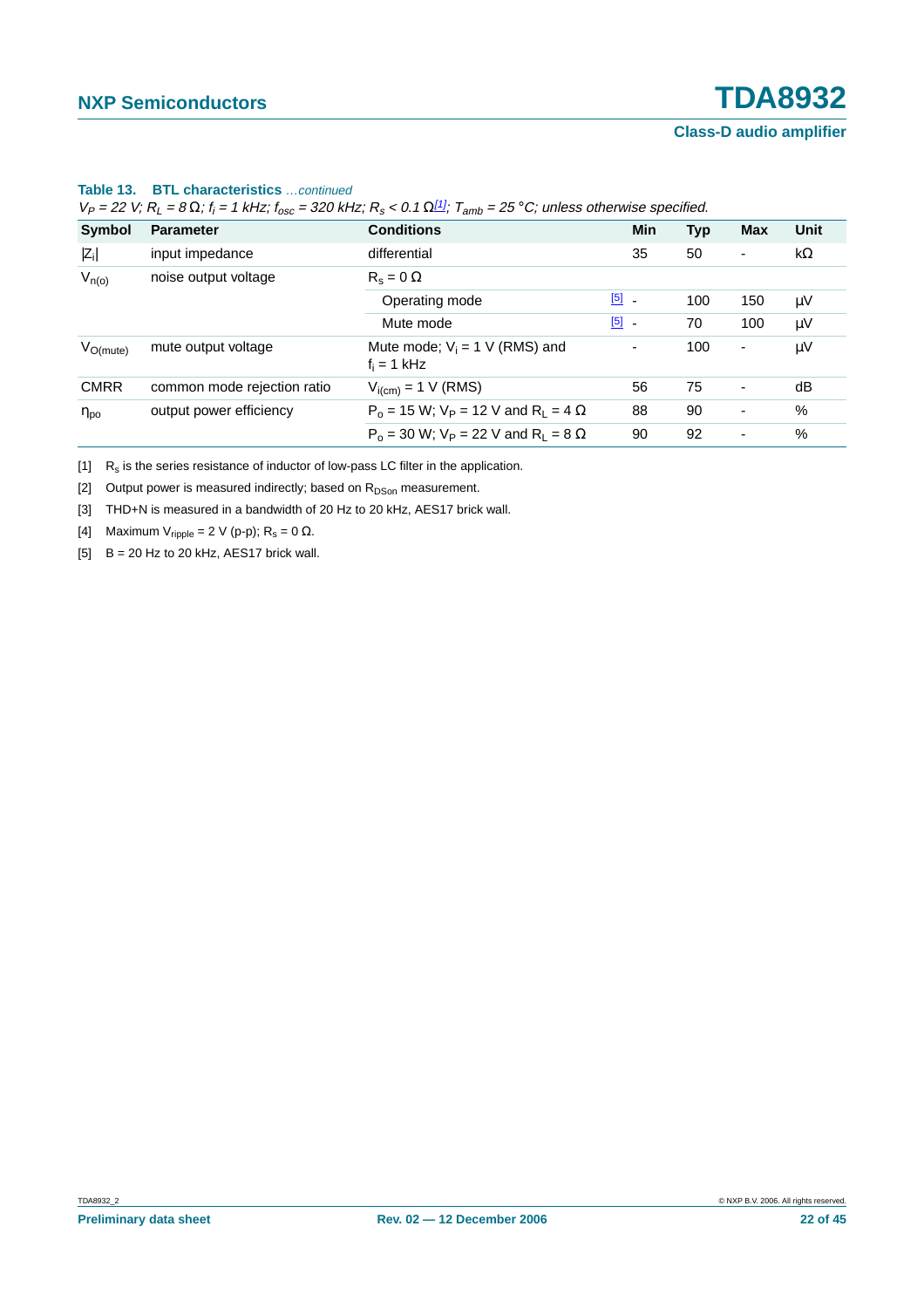**Table 13. BTL characteristics** *…continued*

*$V_P$ = 22 V; $R_L$ = 8 Ω; $f_i$ = 1 kHz; $f_{osc}$ = 320 kHz; $R_s$ < 0.1 Ω[1]; $T_{amb}$ = 25 °C; unless otherwise specified.*

| Symbol | Parameter | Conditions | | Min | Typ | Max | Unit |
|---|---|---|---|---|---|---|---|
| $\lvert Z_i \rvert$ | input impedance | differential | | 35 | 50 | - | kΩ |
| $V_{n(o)}$ | noise output voltage | $R_s$ = 0 Ω | | | | | |
| | | Operating mode | [5] | - | 100 | 150 | µV |
| | | Mute mode | [5] | - | 70 | 100 | µV |
| $V_{O(mute)}$ | mute output voltage | Mute mode; $V_i$ = 1 V (RMS) and $f_i$ = 1 kHz | | - | 100 | - | µV |
| CMRR | common mode rejection ratio | $V_{i(cm)}$ = 1 V (RMS) | | 56 | 75 | - | dB |
| $\eta_{po}$ | output power efficiency | $P_o$ = 15 W; $V_P$ = 12 V and $R_L$ = 4 Ω | | 88 | 90 | - | % |
| | | $P_o$ = 30 W; $V_P$ = 22 V and $R_L$ = 8 Ω | | 90 | 92 | - | % |

[1] $R_s$ is the series resistance of inductor of low-pass LC filter in the application.

[2] Output power is measured indirectly; based on $R_{DSon}$ measurement.

[3] THD+N is measured in a bandwidth of 20 Hz to 20 kHz, AES17 brick wall.

[4] Maximum $V_{ripple}$ = 2 V (p-p); $R_s$ = 0 Ω.

[5] B = 20 Hz to 20 kHz, AES17 brick wall.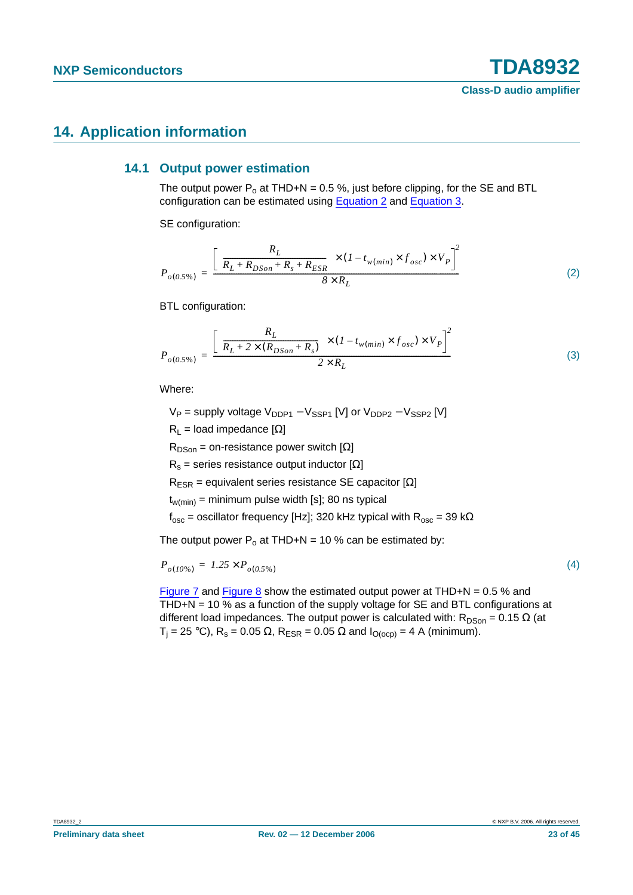## 14. Application information

### 14.1 Output power estimation

The output power $P_o$ at THD+N = 0.5 %, just before clipping, for the SE and BTL configuration can be estimated using Equation 2 and Equation 3.

SE configuration:

$$P_{o(0.5\%)} = \frac{\left[\frac{R_L}{R_L + R_{DSon} + R_s + R_{ESR}} \times (1 - t_{w(min)} \times f_{osc}) \times V_P\right]^2}{8 \times R_L} \tag{2}$$

BTL configuration:

$$P_{o(0.5\%)} = \frac{\left[\frac{R_L}{R_L + 2 \times (R_{DSon} + R_s)} \times (1 - t_{w(min)} \times f_{osc}) \times V_P\right]^2}{2 \times R_L} \tag{3}$$

Where:

$V_P$ = supply voltage $V_{DDP1} - V_{SSP1}$ [V] or $V_{DDP2} - V_{SSP2}$ [V]

$R_L$ = load impedance [Ω]

$R_{DSon}$ = on-resistance power switch [Ω]

$R_s$ = series resistance output inductor [Ω]

$R_{ESR}$ = equivalent series resistance SE capacitor [Ω]

$t_{w(min)}$ = minimum pulse width [s]; 80 ns typical

$f_{osc}$ = oscillator frequency [Hz]; 320 kHz typical with $R_{osc}$ = 39 kΩ

The output power $P_o$ at THD+N = 10 % can be estimated by:

$$P_{o(10\%)} = 1.25 \times P_{o(0.5\%)} \tag{4}$$

Figure 7 and Figure 8 show the estimated output power at THD+N = 0.5 % and THD+N = 10 % as a function of the supply voltage for SE and BTL configurations at different load impedances. The output power is calculated with: $R_{DSon}$ = 0.15 Ω (at $T_j$ = 25 °C), $R_s$ = 0.05 Ω, $R_{ESR}$ = 0.05 Ω and $I_{O(ocp)}$ = 4 A (minimum).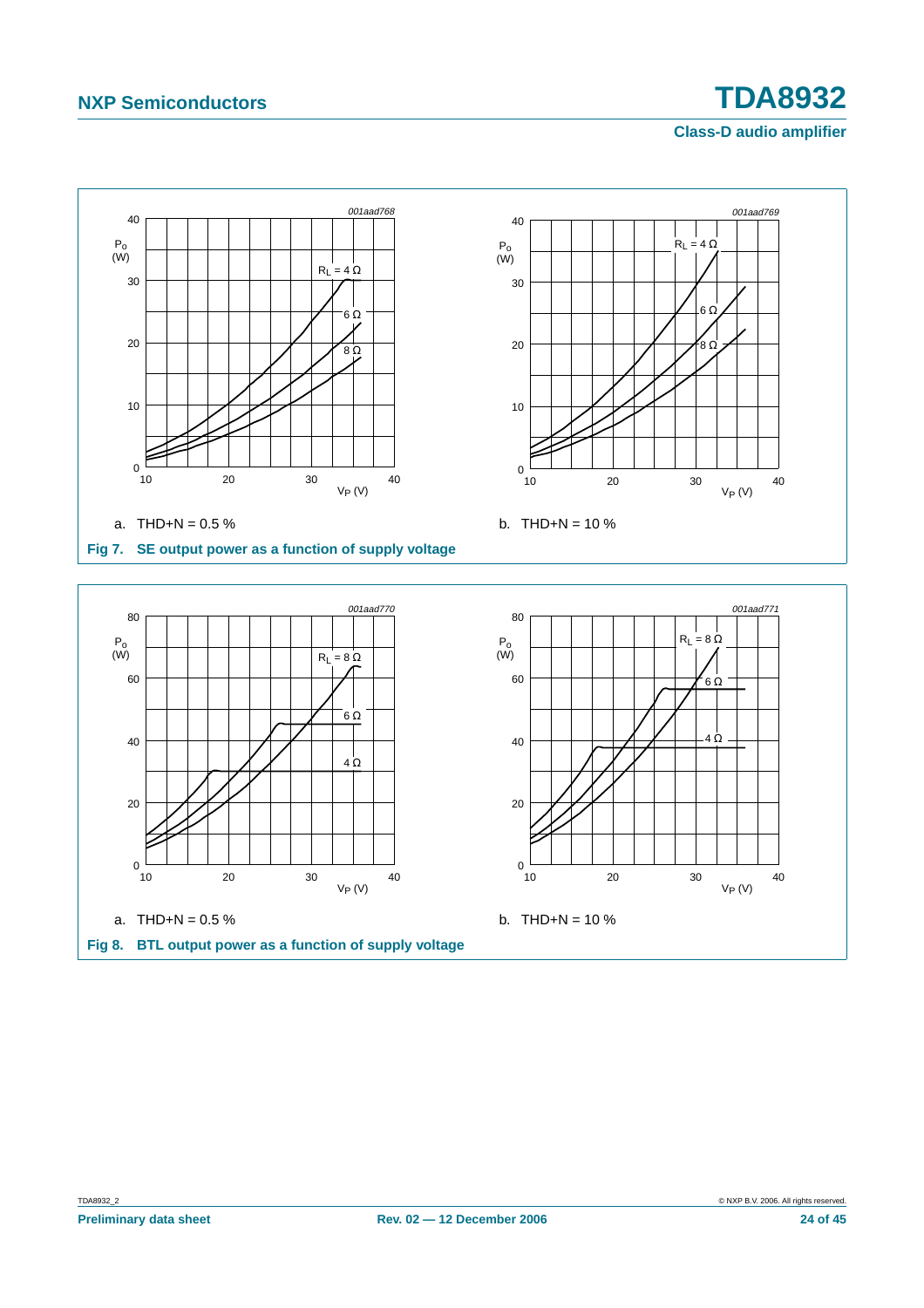001aad768

a. THD+N = 0.5 %

001aad769

b. THD+N = 10 %

**Fig 7. SE output power as a function of supply voltage**

001aad770

a. THD+N = 0.5 %

001aad771

b. THD+N = 10 %

**Fig 8. BTL output power as a function of supply voltage**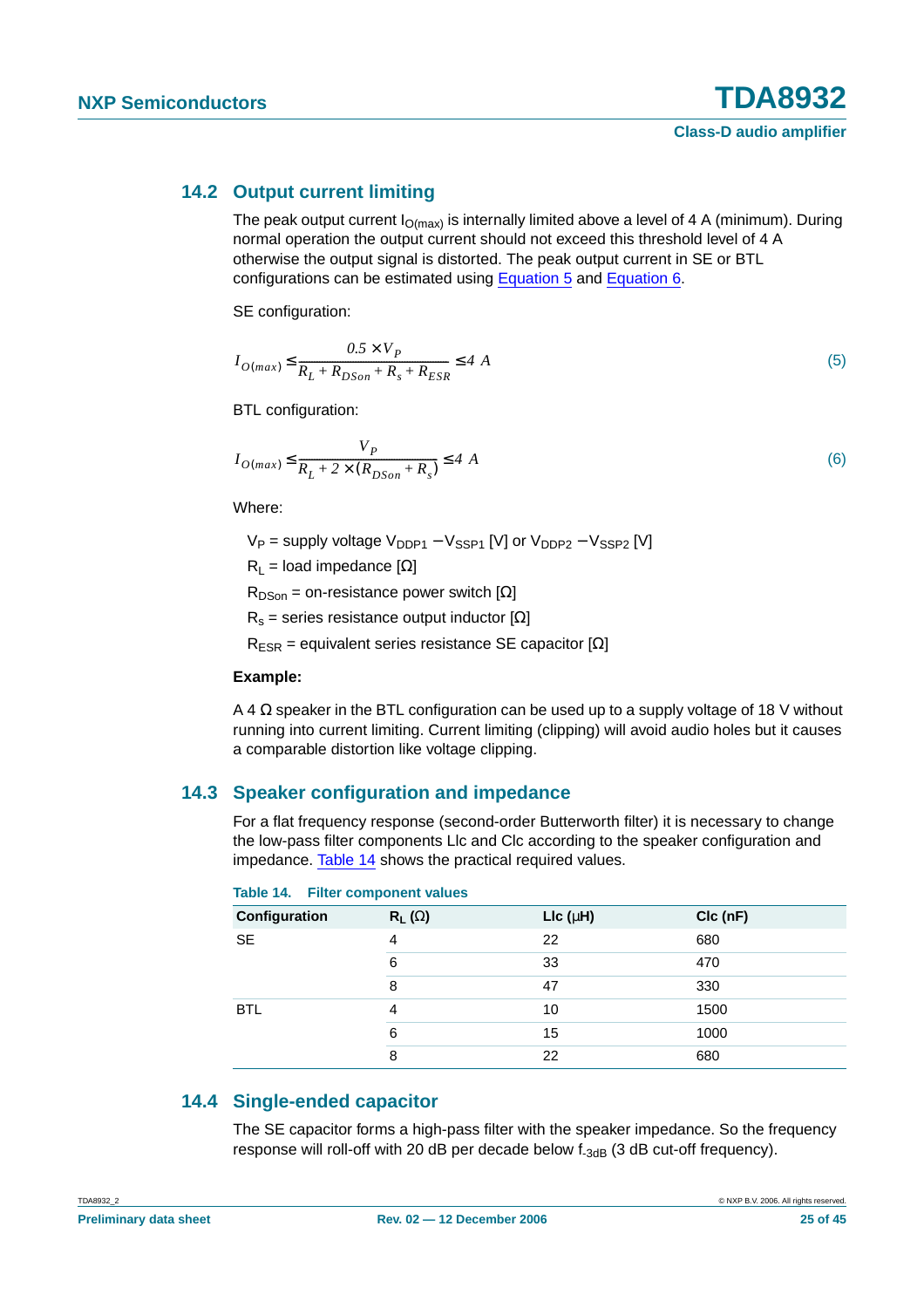## 14.2 Output current limiting

The peak output current $I_{O(max)}$ is internally limited above a level of 4 A (minimum). During normal operation the output current should not exceed this threshold level of 4 A otherwise the output signal is distorted. The peak output current in SE or BTL configurations can be estimated using Equation 5 and Equation 6.

SE configuration:

$$I_{O(max)} \leq \frac{0.5 \times V_P}{R_L + R_{DSon} + R_s + R_{ESR}} \leq 4\ A \qquad (5)$$

BTL configuration:

$$I_{O(max)} \leq \frac{V_P}{R_L + 2 \times (R_{DSon} + R_s)} \leq 4\ A \qquad (6)$$

Where:

$V_P$ = supply voltage $V_{DDP1} - V_{SSP1}$ [V] or $V_{DDP2} - V_{SSP2}$ [V]

$R_L$ = load impedance [Ω]

$R_{DSon}$ = on-resistance power switch [Ω]

$R_s$ = series resistance output inductor [Ω]

$R_{ESR}$ = equivalent series resistance SE capacitor [Ω]

**Example:**

A 4 Ω speaker in the BTL configuration can be used up to a supply voltage of 18 V without running into current limiting. Current limiting (clipping) will avoid audio holes but it causes a comparable distortion like voltage clipping.

## 14.3 Speaker configuration and impedance

For a flat frequency response (second-order Butterworth filter) it is necessary to change the low-pass filter components Llc and Clc according to the speaker configuration and impedance. Table 14 shows the practical required values.

**Table 14. Filter component values**

| Configuration | $R_L$ (Ω) | Llc (μH) | Clc (nF) |
|---|---|---|---|
| SE | 4 | 22 | 680 |
| | 6 | 33 | 470 |
| | 8 | 47 | 330 |
| BTL | 4 | 10 | 1500 |
| | 6 | 15 | 1000 |
| | 8 | 22 | 680 |

## 14.4 Single-ended capacitor

The SE capacitor forms a high-pass filter with the speaker impedance. So the frequency response will roll-off with 20 dB per decade below $f_{-3dB}$ (3 dB cut-off frequency).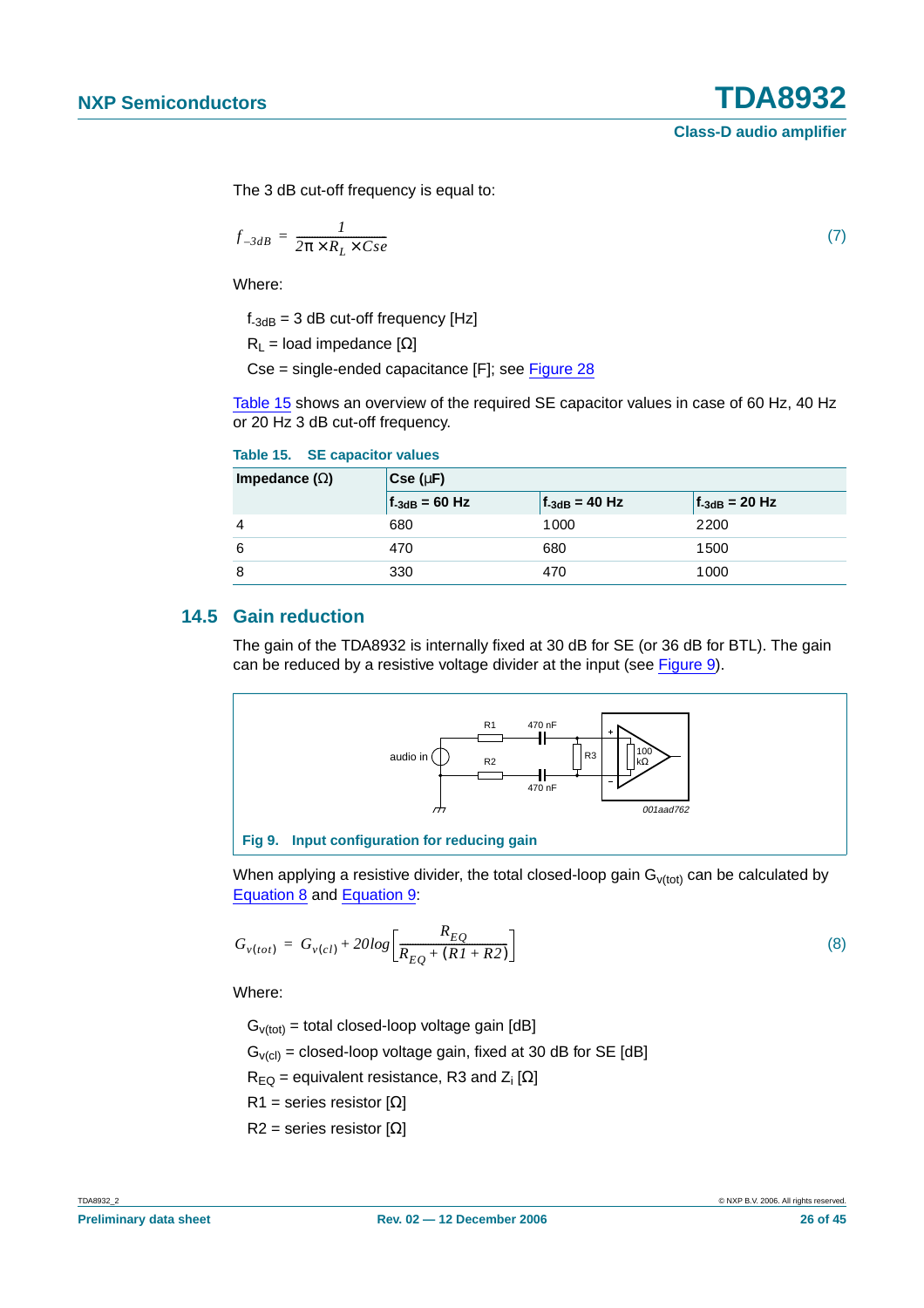The 3 dB cut-off frequency is equal to:

$$f_{-3dB} = \frac{1}{2\pi \times R_L \times Cse} \tag{7}$$

Where:

$f_{-3dB}$ = 3 dB cut-off frequency [Hz]

$R_L$ = load impedance [Ω]

Cse = single-ended capacitance [F]; see Figure 28

Table 15 shows an overview of the required SE capacitor values in case of 60 Hz, 40 Hz or 20 Hz 3 dB cut-off frequency.

**Table 15. SE capacitor values**

| Impedance (Ω) | Cse (μF) | | |
|---|---|---|---|
| | $f_{-3dB}$ = 60 Hz | $f_{-3dB}$ = 40 Hz | $f_{-3dB}$ = 20 Hz |
| 4 | 680 | 1000 | 2200 |
| 6 | 470 | 680 | 1500 |
| 8 | 330 | 470 | 1000 |

## 14.5 Gain reduction

The gain of the TDA8932 is internally fixed at 30 dB for SE (or 36 dB for BTL). The gain can be reduced by a resistive voltage divider at the input (see Figure 9).

**Fig 9. Input configuration for reducing gain**

When applying a resistive divider, the total closed-loop gain $G_{v(tot)}$ can be calculated by Equation 8 and Equation 9:

$$G_{v(tot)} = G_{v(cl)} + 20log\left[\frac{R_{EQ}}{R_{EQ} + (R1 + R2)}\right] \tag{8}$$

Where:

$G_{v(tot)}$ = total closed-loop voltage gain [dB]

$G_{v(cl)}$ = closed-loop voltage gain, fixed at 30 dB for SE [dB]

$R_{EQ}$ = equivalent resistance, R3 and $Z_i$ [Ω]

R1 = series resistor [Ω]

R2 = series resistor [Ω]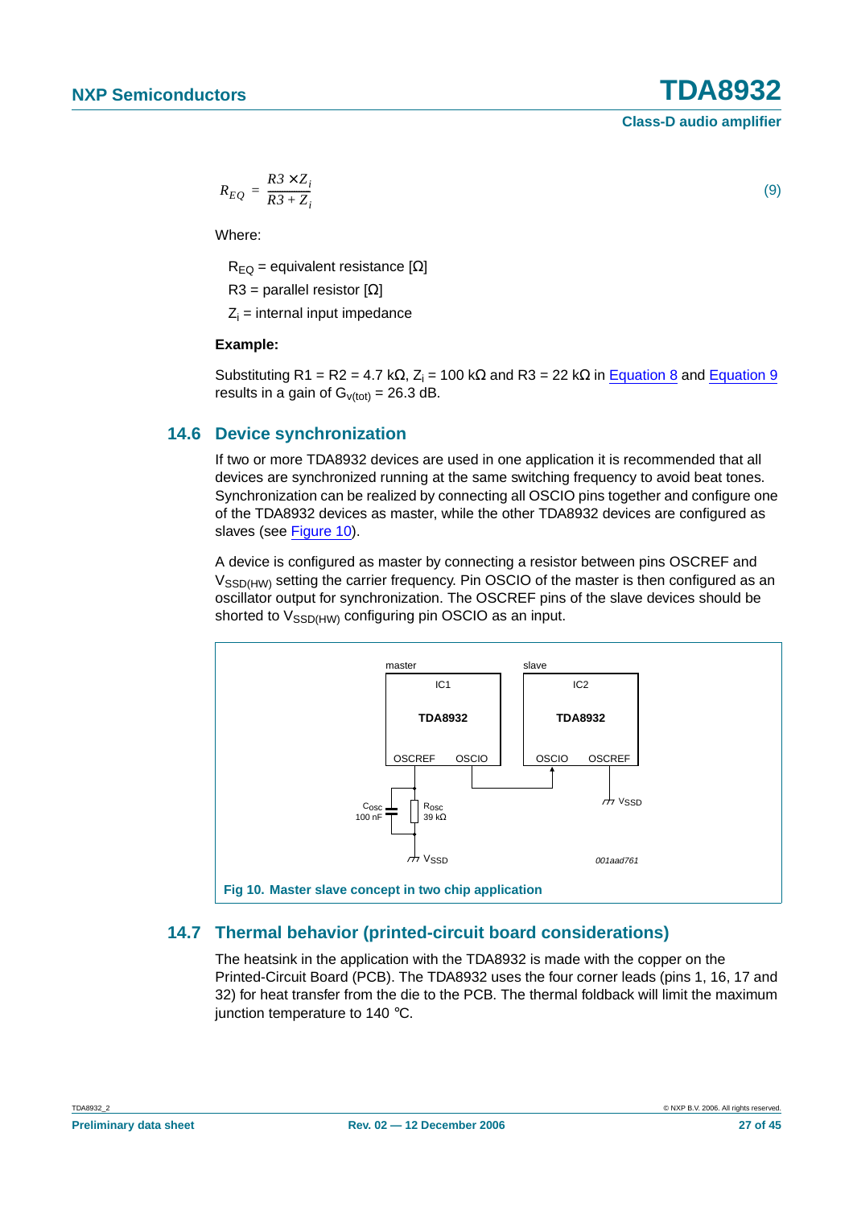$$R_{EQ} = \frac{R3 \times Z_i}{R3 + Z_i} \quad (9)$$

Where:

$R_{EQ}$ = equivalent resistance [Ω]

R3 = parallel resistor [Ω]

$Z_i$ = internal input impedance

**Example:**

Substituting R1 = R2 = 4.7 kΩ, $Z_i$ = 100 kΩ and R3 = 22 kΩ in Equation 8 and Equation 9 results in a gain of $G_{v(tot)}$ = 26.3 dB.

### 14.6 Device synchronization

If two or more TDA8932 devices are used in one application it is recommended that all devices are synchronized running at the same switching frequency to avoid beat tones. Synchronization can be realized by connecting all OSCIO pins together and configure one of the TDA8932 devices as master, while the other TDA8932 devices are configured as slaves (see Figure 10).

A device is configured as master by connecting a resistor between pins OSCREF and $V_{SSD(HW)}$ setting the carrier frequency. Pin OSCIO of the master is then configured as an oscillator output for synchronization. The OSCREF pins of the slave devices should be shorted to $V_{SSD(HW)}$ configuring pin OSCIO as an input.

Fig 10. Master slave concept in two chip application

### 14.7 Thermal behavior (printed-circuit board considerations)

The heatsink in the application with the TDA8932 is made with the copper on the Printed-Circuit Board (PCB). The TDA8932 uses the four corner leads (pins 1, 16, 17 and 32) for heat transfer from the die to the PCB. The thermal foldback will limit the maximum junction temperature to 140 °C.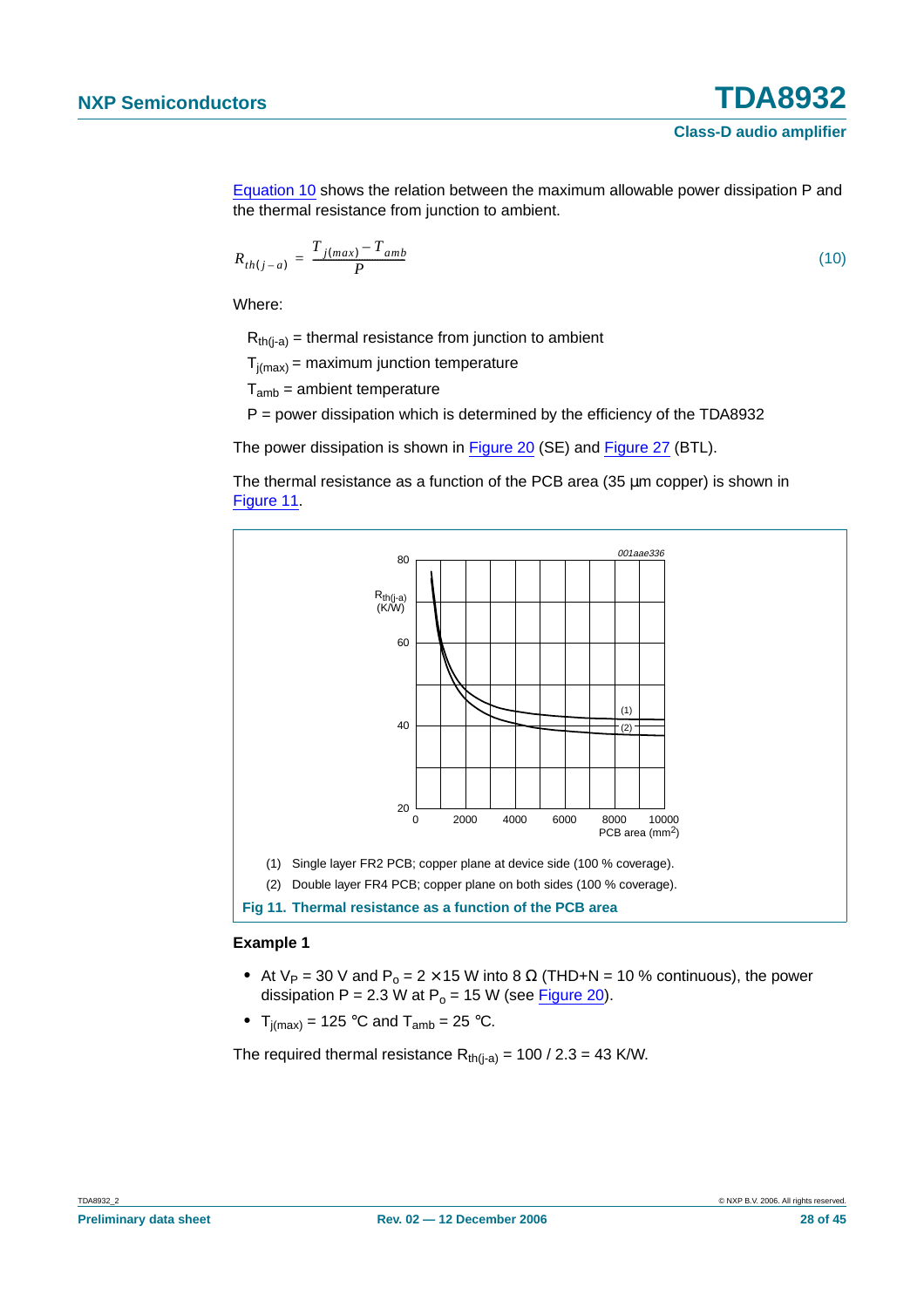Equation 10 shows the relation between the maximum allowable power dissipation P and the thermal resistance from junction to ambient.

$$R_{th(j-a)} = \frac{T_{j(max)} - T_{amb}}{P} \qquad (10)$$

Where:

$R_{th(j-a)}$ = thermal resistance from junction to ambient

$T_{j(max)}$ = maximum junction temperature

$T_{amb}$ = ambient temperature

P = power dissipation which is determined by the efficiency of the TDA8932

The power dissipation is shown in Figure 20 (SE) and Figure 27 (BTL).

The thermal resistance as a function of the PCB area (35 µm copper) is shown in Figure 11.

(1) Single layer FR2 PCB; copper plane at device side (100 % coverage).

(2) Double layer FR4 PCB; copper plane on both sides (100 % coverage).

**Fig 11. Thermal resistance as a function of the PCB area**

### Example 1

- At $V_P$ = 30 V and $P_o$ = 2 × 15 W into 8 Ω (THD+N = 10 % continuous), the power dissipation P = 2.3 W at $P_o$ = 15 W (see Figure 20).
- $T_{j(max)}$ = 125 °C and $T_{amb}$ = 25 °C.

The required thermal resistance $R_{th(j-a)}$ = 100 / 2.3 = 43 K/W.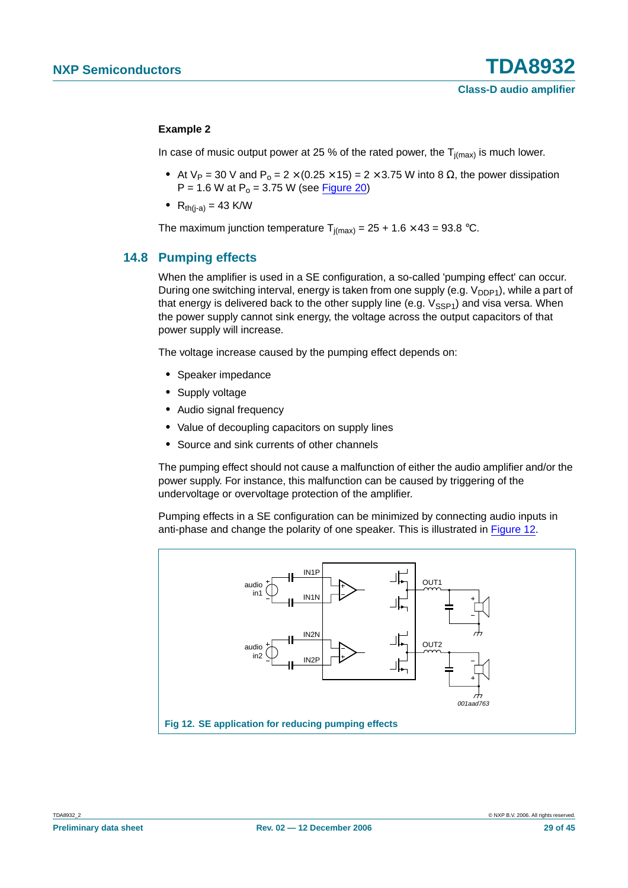**Example 2**

In case of music output power at 25 % of the rated power, the $T_{j(max)}$ is much lower.

- At $V_P$ = 30 V and $P_o$ = 2 × (0.25 × 15) = 2 × 3.75 W into 8 Ω, the power dissipation P = 1.6 W at $P_o$ = 3.75 W (see Figure 20)
- $R_{th(j-a)}$ = 43 K/W

The maximum junction temperature $T_{j(max)}$ = 25 + 1.6 × 43 = 93.8 °C.

## 14.8 Pumping effects

When the amplifier is used in a SE configuration, a so-called 'pumping effect' can occur. During one switching interval, energy is taken from one supply (e.g. $V_{DDP1}$), while a part of that energy is delivered back to the other supply line (e.g. $V_{SSP1}$) and visa versa. When the power supply cannot sink energy, the voltage across the output capacitors of that power supply will increase.

The voltage increase caused by the pumping effect depends on:

- Speaker impedance
- Supply voltage
- Audio signal frequency
- Value of decoupling capacitors on supply lines
- Source and sink currents of other channels

The pumping effect should not cause a malfunction of either the audio amplifier and/or the power supply. For instance, this malfunction can be caused by triggering of the undervoltage or overvoltage protection of the amplifier.

Pumping effects in a SE configuration can be minimized by connecting audio inputs in anti-phase and change the polarity of one speaker. This is illustrated in Figure 12.

**Fig 12. SE application for reducing pumping effects**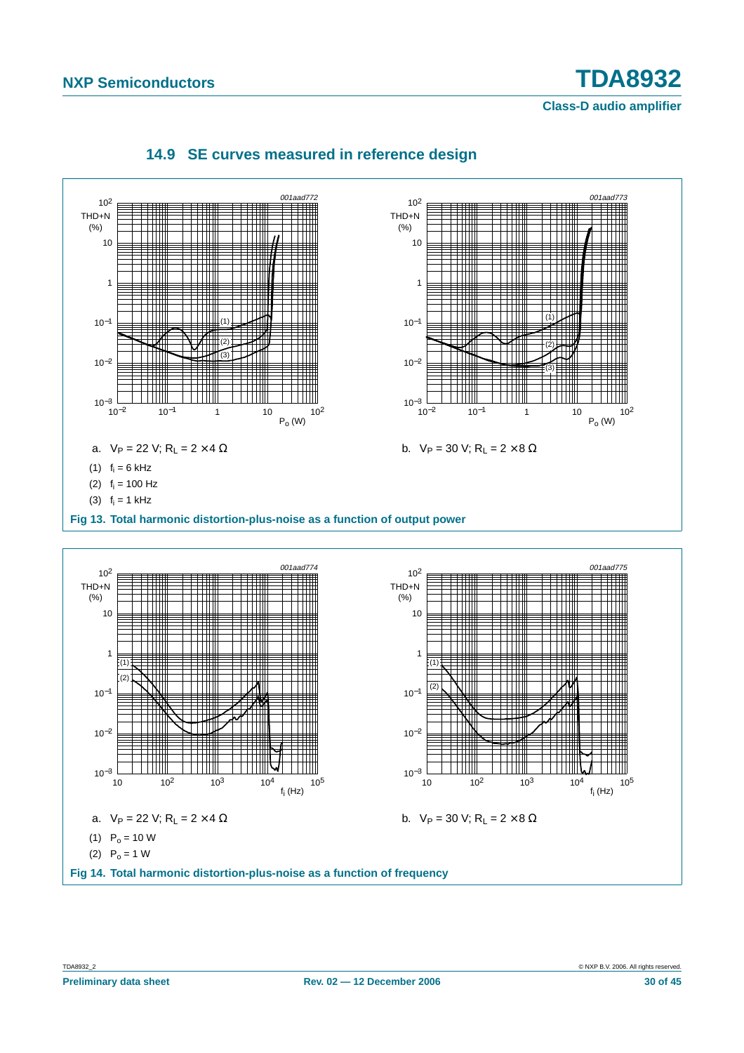### 14.9 SE curves measured in reference design

a. $V_P$ = 22 V; $R_L$ = 2 × 4 Ω

b. $V_P$ = 30 V; $R_L$ = 2 × 8 Ω

(1) $f_i$ = 6 kHz

(2) $f_i$ = 100 Hz

(3) $f_i$ = 1 kHz

**Fig 13. Total harmonic distortion-plus-noise as a function of output power**

a. $V_P$ = 22 V; $R_L$ = 2 × 4 Ω

b. $V_P$ = 30 V; $R_L$ = 2 × 8 Ω

(1) $P_o$ = 10 W

(2) $P_o$ = 1 W

**Fig 14. Total harmonic distortion-plus-noise as a function of frequency**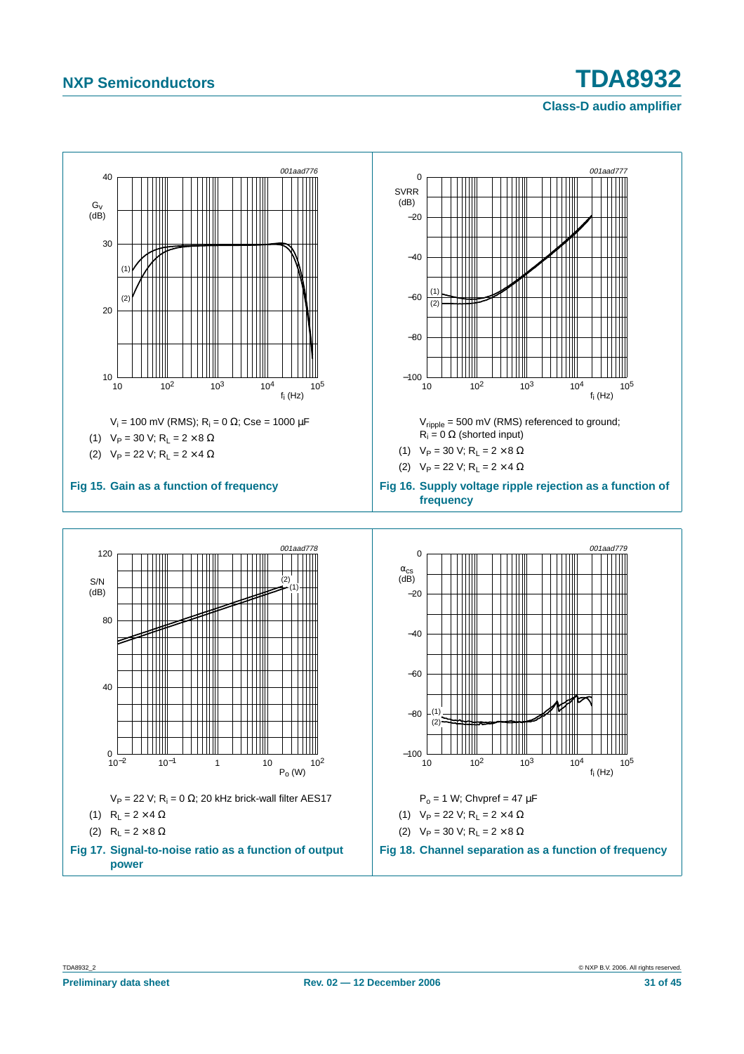$V_i$ = 100 mV (RMS); $R_i$ = 0 Ω; Cse = 1000 µF

(1) $V_P$ = 30 V; $R_L$ = 2 × 8 Ω

(2) $V_P$ = 22 V; $R_L$ = 2 × 4 Ω

**Fig 15. Gain as a function of frequency**

$V_{ripple}$ = 500 mV (RMS) referenced to ground; $R_i$ = 0 Ω (shorted input)

(1) $V_P$ = 30 V; $R_L$ = 2 × 8 Ω

(2) $V_P$ = 22 V; $R_L$ = 2 × 4 Ω

**Fig 16. Supply voltage ripple rejection as a function of frequency**

$V_P$ = 22 V; $R_i$ = 0 Ω; 20 kHz brick-wall filter AES17

(1) $R_L$ = 2 × 4 Ω

(2) $R_L$ = 2 × 8 Ω

**Fig 17. Signal-to-noise ratio as a function of output power**

$P_o$ = 1 W; Chvpref = 47 µF

(1) $V_P$ = 22 V; $R_L$ = 2 × 4 Ω

(2) $V_P$ = 30 V; $R_L$ = 2 × 8 Ω

**Fig 18. Channel separation as a function of frequency**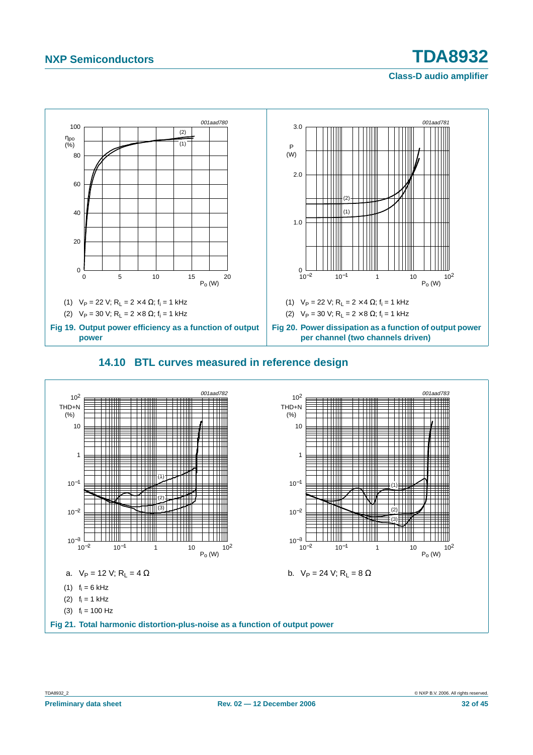(1) $V_P$ = 22 V; $R_L$ = 2 × 4 Ω; $f_i$ = 1 kHz

(2) $V_P$ = 30 V; $R_L$ = 2 × 8 Ω; $f_i$ = 1 kHz

**Fig 19. Output power efficiency as a function of output power**

(1) $V_P$ = 22 V; $R_L$ = 2 × 4 Ω; $f_i$ = 1 kHz

(2) $V_P$ = 30 V; $R_L$ = 2 × 8 Ω; $f_i$ = 1 kHz

**Fig 20. Power dissipation as a function of output power per channel (two channels driven)**

### 14.10 BTL curves measured in reference design

a. $V_P$ = 12 V; $R_L$ = 4 Ω

b. $V_P$ = 24 V; $R_L$ = 8 Ω

(1) $f_i$ = 6 kHz

(2) $f_i$ = 1 kHz

(3) $f_i$ = 100 Hz

**Fig 21. Total harmonic distortion-plus-noise as a function of output power**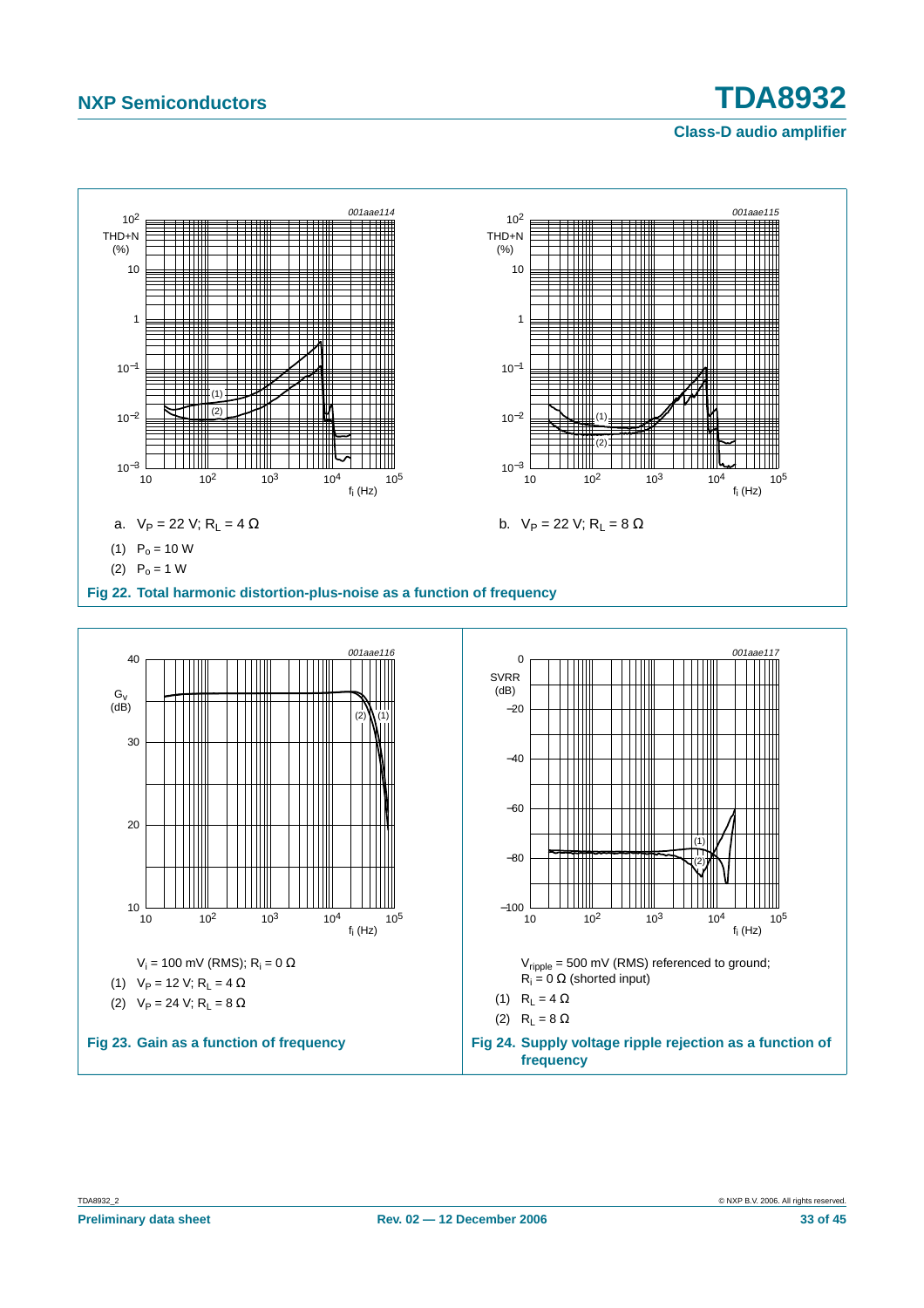a. $V_P$ = 22 V; $R_L$ = 4 Ω

b. $V_P$ = 22 V; $R_L$ = 8 Ω

(1) $P_o$ = 10 W

(2) $P_o$ = 1 W

**Fig 22. Total harmonic distortion-plus-noise as a function of frequency**

$V_i$ = 100 mV (RMS); $R_i$ = 0 Ω

(1) $V_P$ = 12 V; $R_L$ = 4 Ω

(2) $V_P$ = 24 V; $R_L$ = 8 Ω

**Fig 23. Gain as a function of frequency**

$V_{ripple}$ = 500 mV (RMS) referenced to ground; $R_i$ = 0 Ω (shorted input)

(1) $R_L$ = 4 Ω

(2) $R_L$ = 8 Ω

**Fig 24. Supply voltage ripple rejection as a function of frequency**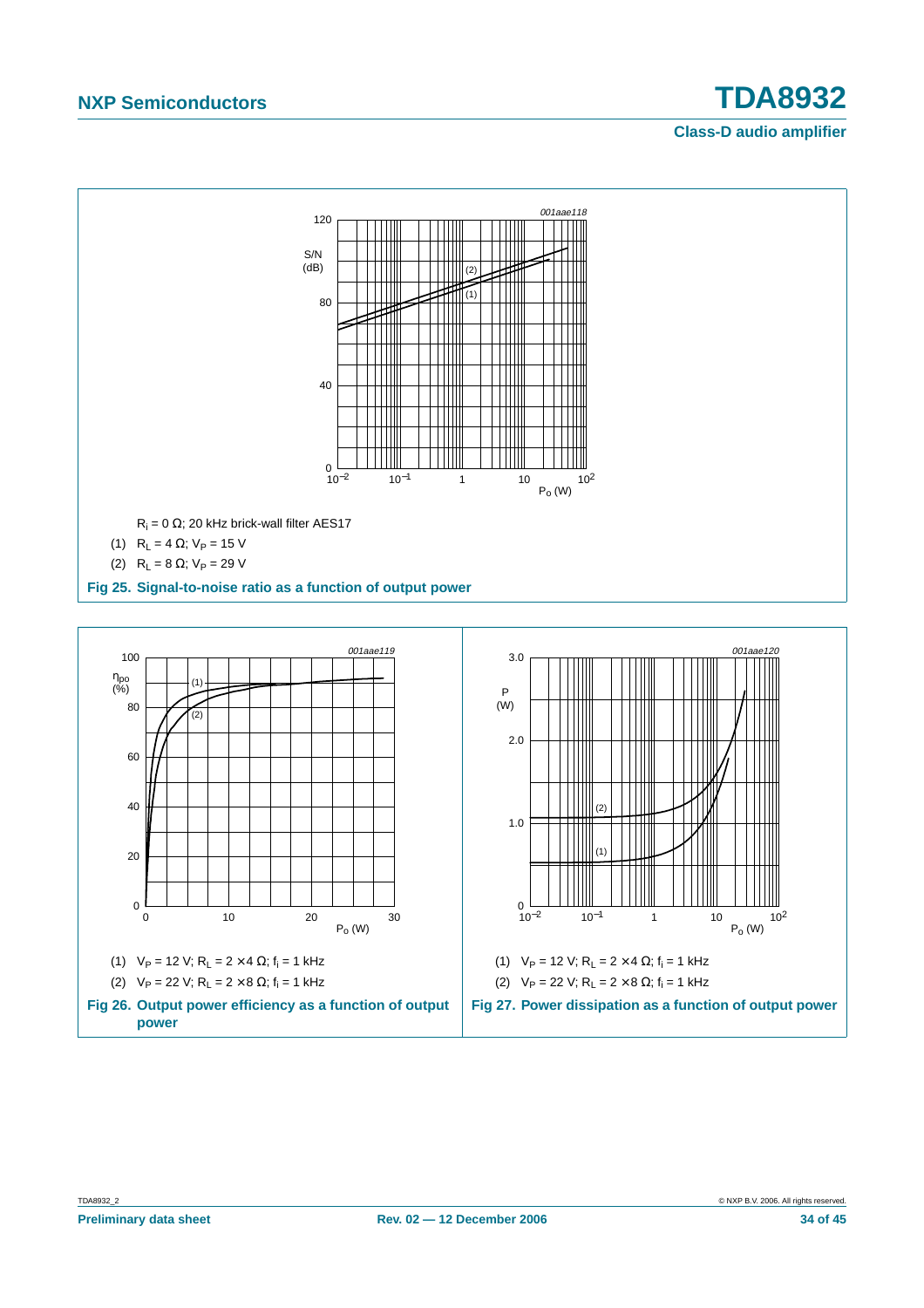$R_i = 0\ \Omega$; 20 kHz brick-wall filter AES17

(1) $R_L = 4\ \Omega$; $V_P = 15$ V

(2) $R_L = 8\ \Omega$; $V_P = 29$ V

**Fig 25. Signal-to-noise ratio as a function of output power**

(1) $V_P = 12$ V; $R_L = 2 \times 4\ \Omega$; $f_i = 1$ kHz

(2) $V_P = 22$ V; $R_L = 2 \times 8\ \Omega$; $f_i = 1$ kHz

**Fig 26. Output power efficiency as a function of output power**

(1) $V_P = 12$ V; $R_L = 2 \times 4\ \Omega$; $f_i = 1$ kHz

(2) $V_P = 22$ V; $R_L = 2 \times 8\ \Omega$; $f_i = 1$ kHz

**Fig 27. Power dissipation as a function of output power**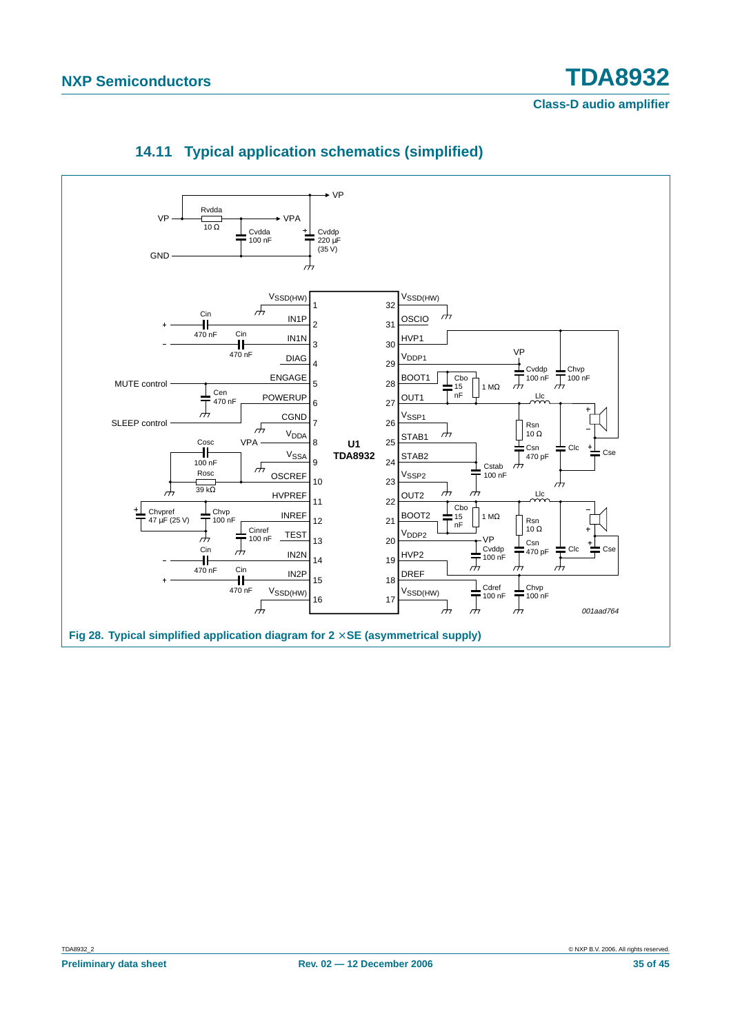## 14.11 Typical application schematics (simplified)

Fig 28. Typical simplified application diagram for 2 ×SE (asymmetrical supply)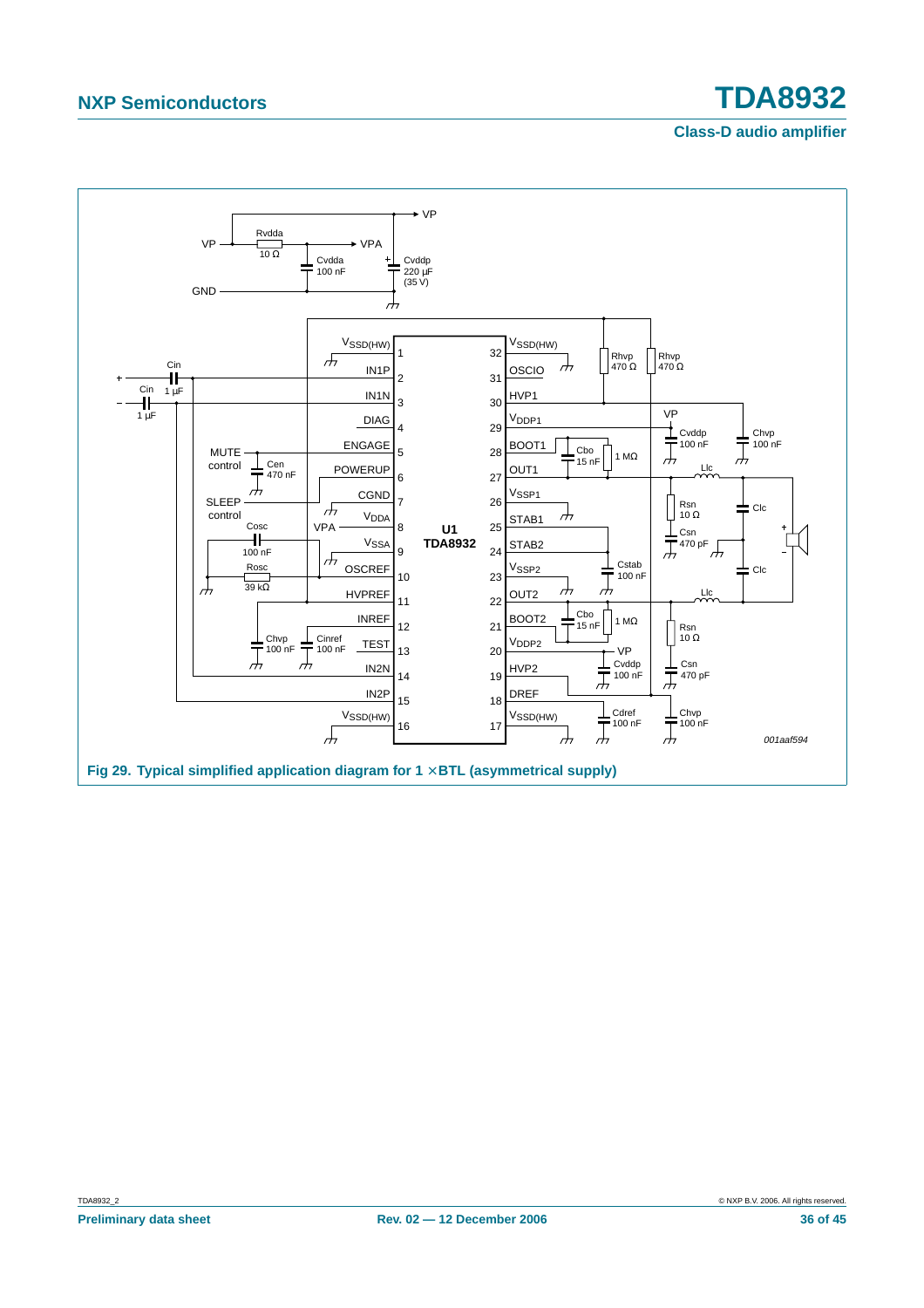Fig 29. Typical simplified application diagram for 1 ×BTL (asymmetrical supply)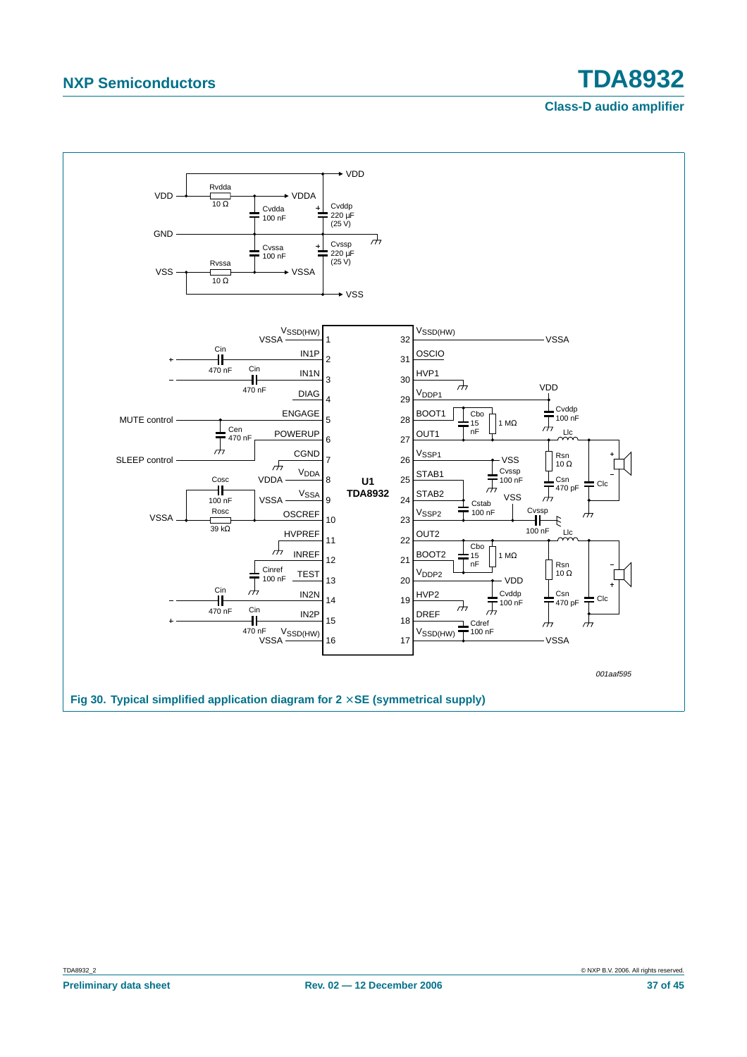Fig 30. Typical simplified application diagram for 2 ×SE (symmetrical supply)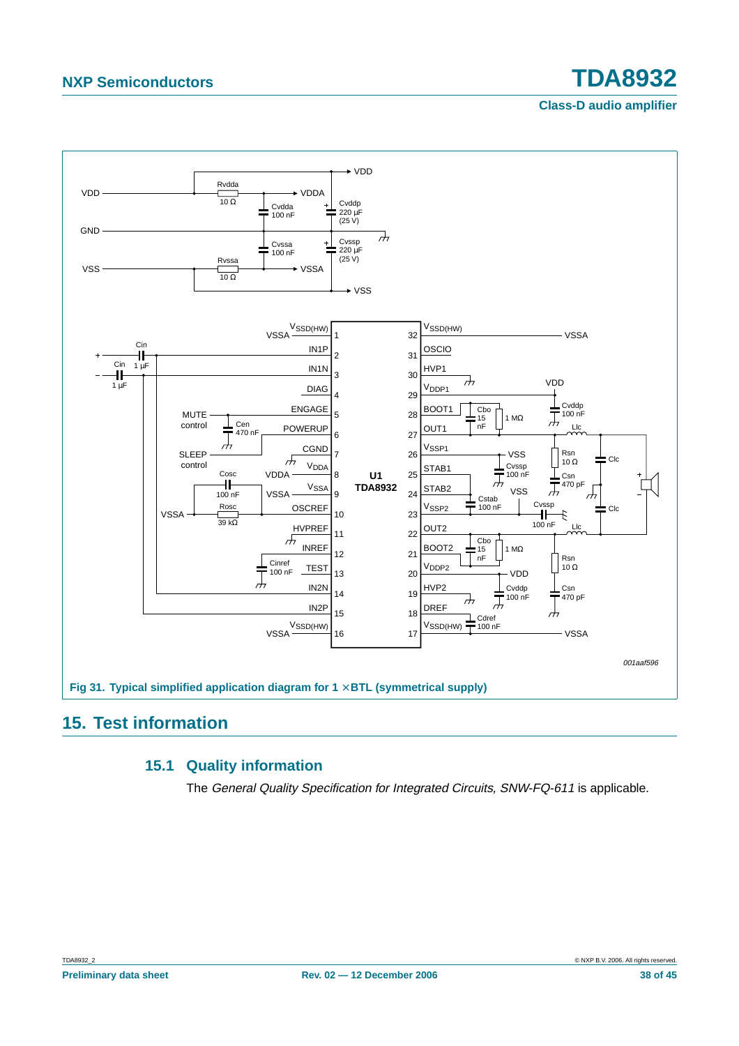Fig 31. Typical simplified application diagram for 1 ×BTL (symmetrical supply)

## 15. Test information

### 15.1 Quality information

The *General Quality Specification for Integrated Circuits, SNW-FQ-611* is applicable.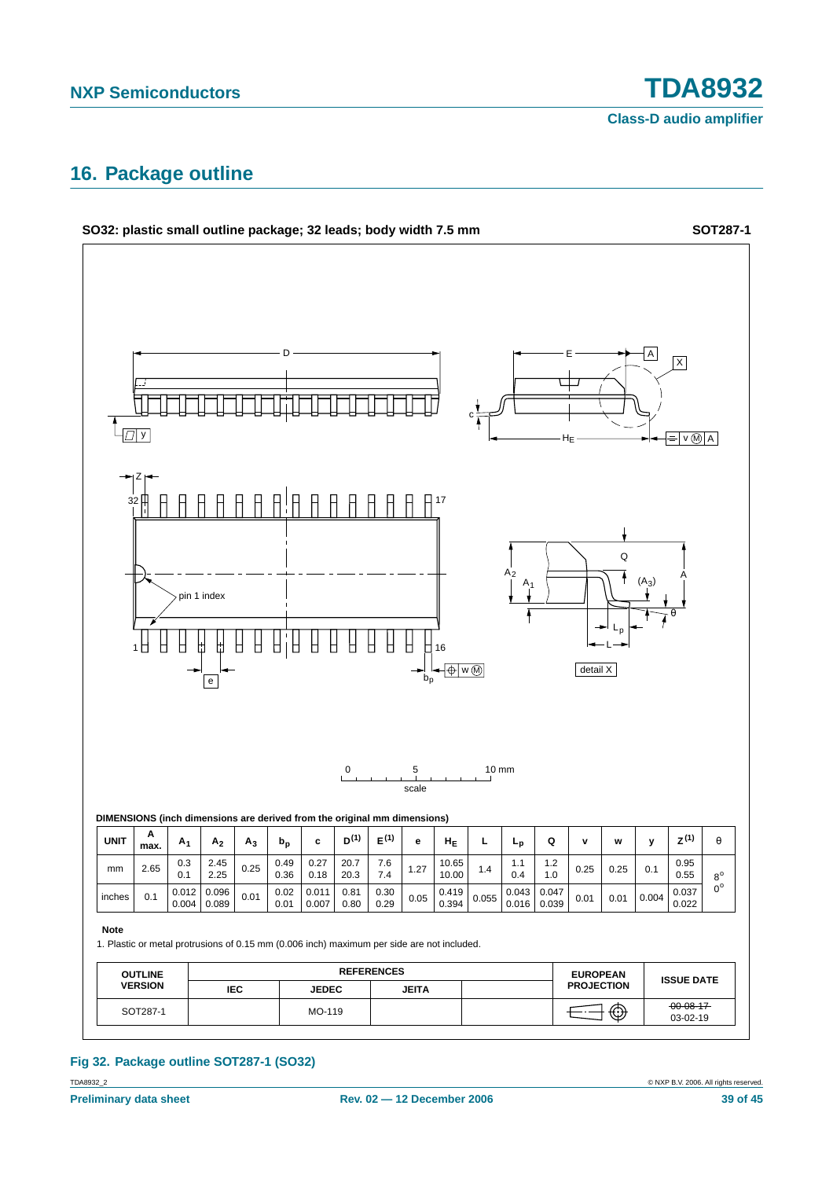## 16. Package outline

**SO32: plastic small outline package; 32 leads; body width 7.5 mm** **SOT287-1**

0 5 10 mm
scale

**DIMENSIONS (inch dimensions are derived from the original mm dimensions)**

| UNIT | A max. | $A_1$ | $A_2$ | $A_3$ | $b_p$ | c | $D^{(1)}$ | $E^{(1)}$ | e | $H_E$ | L | $L_p$ | Q | v | w | y | $Z^{(1)}$ | θ |
|---|---|---|---|---|---|---|---|---|---|---|---|---|---|---|---|---|---|---|
| mm | 2.65 | 0.3<br>0.1 | 2.45<br>2.25 | 0.25 | 0.49<br>0.36 | 0.27<br>0.18 | 20.7<br>20.3 | 7.6<br>7.4 | 1.27 | 10.65<br>10.00 | 1.4 | 1.1<br>0.4 | 1.2<br>1.0 | 0.25 | 0.25 | 0.1 | 0.95<br>0.55 | 8°<br>0° |
| inches | 0.1 | 0.012<br>0.004 | 0.096<br>0.089 | 0.01 | 0.02<br>0.01 | 0.011<br>0.007 | 0.81<br>0.80 | 0.30<br>0.29 | 0.05 | 0.419<br>0.394 | 0.055 | 0.043<br>0.016 | 0.047<br>0.039 | 0.01 | 0.01 | 0.004 | 0.037<br>0.022 | |

**Note**

1. Plastic or metal protrusions of 0.15 mm (0.006 inch) maximum per side are not included.

| OUTLINE VERSION | REFERENCES | | | | EUROPEAN PROJECTION | ISSUE DATE |
|---|---|---|---|---|---|---|
| | IEC | JEDEC | JEITA | | | |
| SOT287-1 | | MO-119 | | | | ~~00-08-17~~<br>03-02-19 |

**Fig 32. Package outline SOT287-1 (SO32)**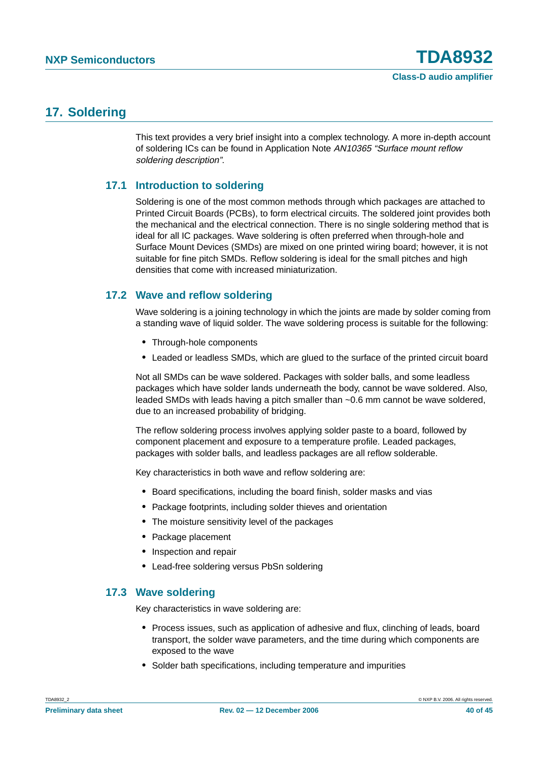## 17. Soldering

This text provides a very brief insight into a complex technology. A more in-depth account of soldering ICs can be found in Application Note *AN10365 “Surface mount reflow soldering description”*.

### 17.1 Introduction to soldering

Soldering is one of the most common methods through which packages are attached to Printed Circuit Boards (PCBs), to form electrical circuits. The soldered joint provides both the mechanical and the electrical connection. There is no single soldering method that is ideal for all IC packages. Wave soldering is often preferred when through-hole and Surface Mount Devices (SMDs) are mixed on one printed wiring board; however, it is not suitable for fine pitch SMDs. Reflow soldering is ideal for the small pitches and high densities that come with increased miniaturization.

### 17.2 Wave and reflow soldering

Wave soldering is a joining technology in which the joints are made by solder coming from a standing wave of liquid solder. The wave soldering process is suitable for the following:

- Through-hole components
- Leaded or leadless SMDs, which are glued to the surface of the printed circuit board

Not all SMDs can be wave soldered. Packages with solder balls, and some leadless packages which have solder lands underneath the body, cannot be wave soldered. Also, leaded SMDs with leads having a pitch smaller than ~0.6 mm cannot be wave soldered, due to an increased probability of bridging.

The reflow soldering process involves applying solder paste to a board, followed by component placement and exposure to a temperature profile. Leaded packages, packages with solder balls, and leadless packages are all reflow solderable.

Key characteristics in both wave and reflow soldering are:

- Board specifications, including the board finish, solder masks and vias
- Package footprints, including solder thieves and orientation
- The moisture sensitivity level of the packages
- Package placement
- Inspection and repair
- Lead-free soldering versus PbSn soldering

### 17.3 Wave soldering

Key characteristics in wave soldering are:

- Process issues, such as application of adhesive and flux, clinching of leads, board transport, the solder wave parameters, and the time during which components are exposed to the wave
- Solder bath specifications, including temperature and impurities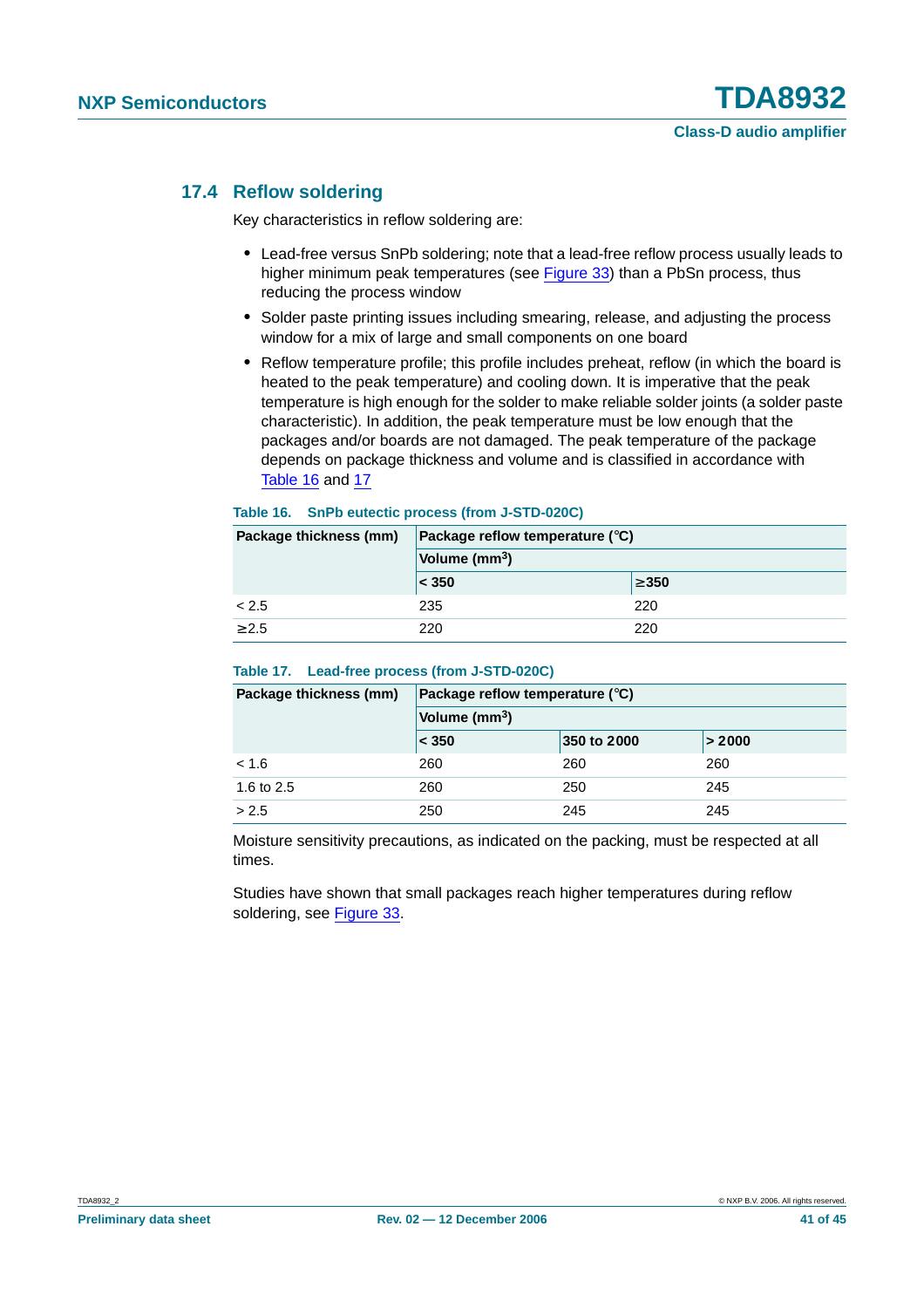### 17.4 Reflow soldering

Key characteristics in reflow soldering are:

- Lead-free versus SnPb soldering; note that a lead-free reflow process usually leads to higher minimum peak temperatures (see Figure 33) than a PbSn process, thus reducing the process window
- Solder paste printing issues including smearing, release, and adjusting the process window for a mix of large and small components on one board
- Reflow temperature profile; this profile includes preheat, reflow (in which the board is heated to the peak temperature) and cooling down. It is imperative that the peak temperature is high enough for the solder to make reliable solder joints (a solder paste characteristic). In addition, the peak temperature must be low enough that the packages and/or boards are not damaged. The peak temperature of the package depends on package thickness and volume and is classified in accordance with Table 16 and 17

**Table 16. SnPb eutectic process (from J-STD-020C)**

| Package thickness (mm) | Package reflow temperature (°C) | |
|---|---|---|
| | Volume (mm$^3$) | |
| | < 350 | ≥350 |
| < 2.5 | 235 | 220 |
| ≥2.5 | 220 | 220 |

**Table 17. Lead-free process (from J-STD-020C)**

| Package thickness (mm) | Package reflow temperature (°C) | | |
|---|---|---|---|
| | Volume (mm$^3$) | | |
| | < 350 | 350 to 2000 | > 2000 |
| < 1.6 | 260 | 260 | 260 |
| 1.6 to 2.5 | 260 | 250 | 245 |
| > 2.5 | 250 | 245 | 245 |

Moisture sensitivity precautions, as indicated on the packing, must be respected at all times.

Studies have shown that small packages reach higher temperatures during reflow soldering, see Figure 33.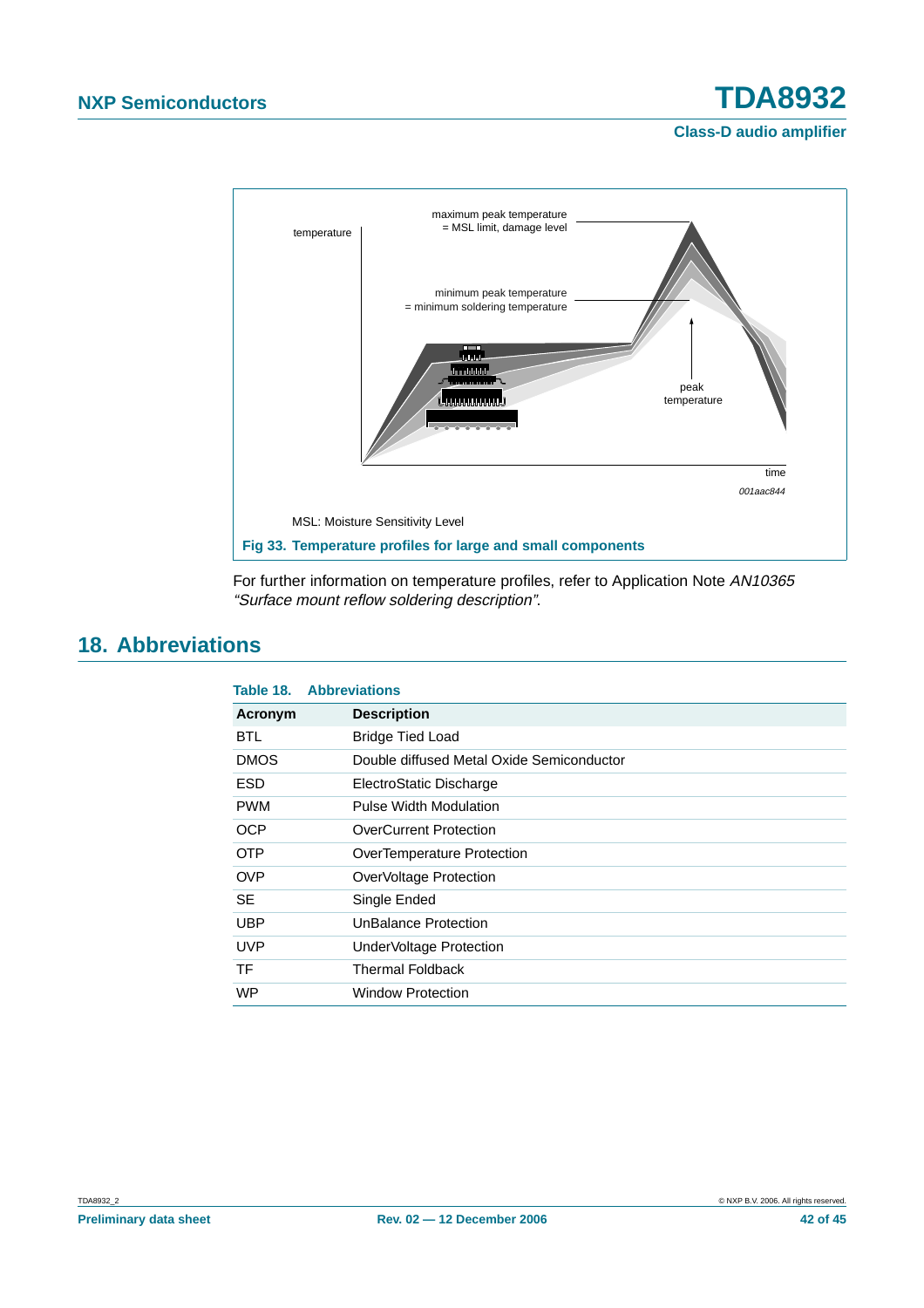MSL: Moisture Sensitivity Level

**Fig 33. Temperature profiles for large and small components**

For further information on temperature profiles, refer to Application Note *AN10365 "Surface mount reflow soldering description"*.

## 18. Abbreviations

**Table 18. Abbreviations**

| Acronym | Description |
|---|---|
| BTL | Bridge Tied Load |
| DMOS | Double diffused Metal Oxide Semiconductor |
| ESD | ElectroStatic Discharge |
| PWM | Pulse Width Modulation |
| OCP | OverCurrent Protection |
| OTP | OverTemperature Protection |
| OVP | OverVoltage Protection |
| SE | Single Ended |
| UBP | UnBalance Protection |
| UVP | UnderVoltage Protection |
| TF | Thermal Foldback |
| WP | Window Protection |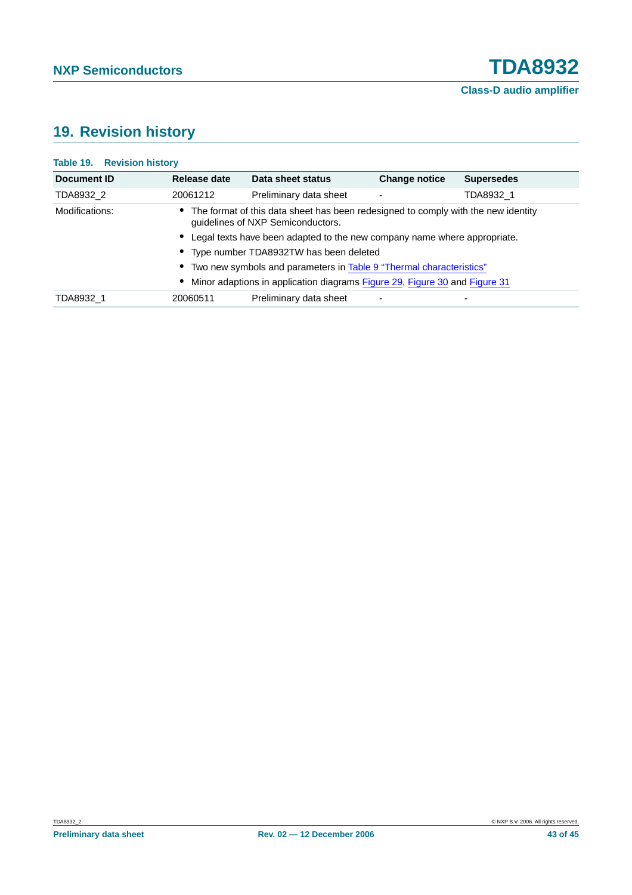## 19. Revision history

**Table 19. Revision history**

| Document ID | Release date | Data sheet status | Change notice | Supersedes |
|---|---|---|---|---|
| TDA8932_2 | 20061212 | Preliminary data sheet | - | TDA8932_1 |
| Modifications: | • The format of this data sheet has been redesigned to comply with the new identity guidelines of NXP Semiconductors. • Legal texts have been adapted to the new company name where appropriate. • Type number TDA8932TW has been deleted • Two new symbols and parameters in Table 9 "Thermal characteristics" • Minor adaptions in application diagrams Figure 29, Figure 30 and Figure 31 | | | |
| TDA8932_1 | 20060511 | Preliminary data sheet | - | - |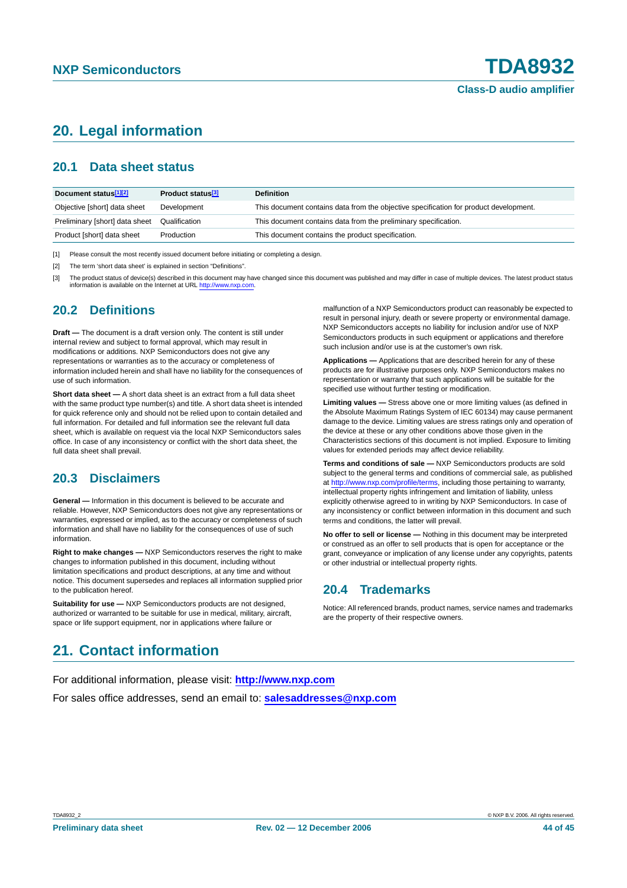# 20. Legal information

## 20.1 Data sheet status

| Document status[1][2] | Product status[3] | Definition |
|---|---|---|
| Objective [short] data sheet | Development | This document contains data from the objective specification for product development. |
| Preliminary [short] data sheet | Qualification | This document contains data from the preliminary specification. |
| Product [short] data sheet | Production | This document contains the product specification. |

[1] Please consult the most recently issued document before initiating or completing a design.

[2] The term 'short data sheet' is explained in section "Definitions".

[3] The product status of device(s) described in this document may have changed since this document was published and may differ in case of multiple devices. The latest product status information is available on the Internet at URL http://www.nxp.com.

## 20.2 Definitions

**Draft —** The document is a draft version only. The content is still under internal review and subject to formal approval, which may result in modifications or additions. NXP Semiconductors does not give any representations or warranties as to the accuracy or completeness of information included herein and shall have no liability for the consequences of use of such information.

**Short data sheet —** A short data sheet is an extract from a full data sheet with the same product type number(s) and title. A short data sheet is intended for quick reference only and should not be relied upon to contain detailed and full information. For detailed and full information see the relevant full data sheet, which is available on request via the local NXP Semiconductors sales office. In case of any inconsistency or conflict with the short data sheet, the full data sheet shall prevail.

## 20.3 Disclaimers

**General —** Information in this document is believed to be accurate and reliable. However, NXP Semiconductors does not give any representations or warranties, expressed or implied, as to the accuracy or completeness of such information and shall have no liability for the consequences of use of such information.

**Right to make changes —** NXP Semiconductors reserves the right to make changes to information published in this document, including without limitation specifications and product descriptions, at any time and without notice. This document supersedes and replaces all information supplied prior to the publication hereof.

**Suitability for use —** NXP Semiconductors products are not designed, authorized or warranted to be suitable for use in medical, military, aircraft, space or life support equipment, nor in applications where failure or malfunction of a NXP Semiconductors product can reasonably be expected to result in personal injury, death or severe property or environmental damage. NXP Semiconductors accepts no liability for inclusion and/or use of NXP Semiconductors products in such equipment or applications and therefore such inclusion and/or use is at the customer's own risk.

**Applications —** Applications that are described herein for any of these products are for illustrative purposes only. NXP Semiconductors makes no representation or warranty that such applications will be suitable for the specified use without further testing or modification.

**Limiting values —** Stress above one or more limiting values (as defined in the Absolute Maximum Ratings System of IEC 60134) may cause permanent damage to the device. Limiting values are stress ratings only and operation of the device at these or any other conditions above those given in the Characteristics sections of this document is not implied. Exposure to limiting values for extended periods may affect device reliability.

**Terms and conditions of sale —** NXP Semiconductors products are sold subject to the general terms and conditions of commercial sale, as published at http://www.nxp.com/profile/terms, including those pertaining to warranty, intellectual property rights infringement and limitation of liability, unless explicitly otherwise agreed to in writing by NXP Semiconductors. In case of any inconsistency or conflict between information in this document and such terms and conditions, the latter will prevail.

**No offer to sell or license —** Nothing in this document may be interpreted or construed as an offer to sell products that is open for acceptance or the grant, conveyance or implication of any license under any copyrights, patents or other industrial or intellectual property rights.

## 20.4 Trademarks

Notice: All referenced brands, product names, service names and trademarks are the property of their respective owners.

# 21. Contact information

For additional information, please visit: **http://www.nxp.com**

For sales office addresses, send an email to: **salesaddresses@nxp.com**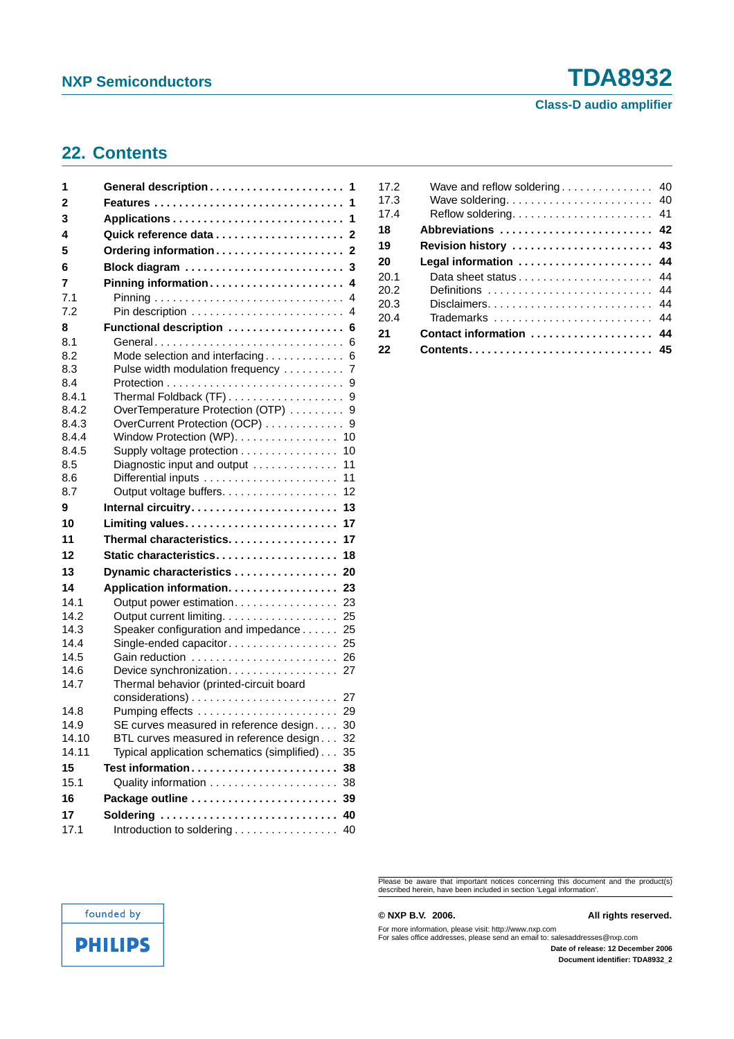## 22. Contents

| | | |
|---|---|---|
| **1** | **General description** | **1** |
| **2** | **Features** | **1** |
| **3** | **Applications** | **1** |
| **4** | **Quick reference data** | **2** |
| **5** | **Ordering information** | **2** |
| **6** | **Block diagram** | **3** |
| **7** | **Pinning information** | **4** |
| 7.1 | Pinning | 4 |
| 7.2 | Pin description | 4 |
| **8** | **Functional description** | **6** |
| 8.1 | General | 6 |
| 8.2 | Mode selection and interfacing | 6 |
| 8.3 | Pulse width modulation frequency | 7 |
| 8.4 | Protection | 9 |
| 8.4.1 | Thermal Foldback (TF) | 9 |
| 8.4.2 | OverTemperature Protection (OTP) | 9 |
| 8.4.3 | OverCurrent Protection (OCP) | 9 |
| 8.4.4 | Window Protection (WP) | 10 |
| 8.4.5 | Supply voltage protection | 10 |
| 8.5 | Diagnostic input and output | 11 |
| 8.6 | Differential inputs | 11 |
| 8.7 | Output voltage buffers | 12 |
| **9** | **Internal circuitry** | **13** |
| **10** | **Limiting values** | **17** |
| **11** | **Thermal characteristics** | **17** |
| **12** | **Static characteristics** | **18** |
| **13** | **Dynamic characteristics** | **20** |
| **14** | **Application information** | **23** |
| 14.1 | Output power estimation | 23 |
| 14.2 | Output current limiting | 25 |
| 14.3 | Speaker configuration and impedance | 25 |
| 14.4 | Single-ended capacitor | 25 |
| 14.5 | Gain reduction | 26 |
| 14.6 | Device synchronization | 27 |
| 14.7 | Thermal behavior (printed-circuit board considerations) | 27 |
| 14.8 | Pumping effects | 29 |
| 14.9 | SE curves measured in reference design | 30 |
| 14.10 | BTL curves measured in reference design | 32 |
| 14.11 | Typical application schematics (simplified) | 35 |
| **15** | **Test information** | **38** |
| 15.1 | Quality information | 38 |
| **16** | **Package outline** | **39** |
| **17** | **Soldering** | **40** |
| 17.1 | Introduction to soldering | 40 |
| 17.2 | Wave and reflow soldering | 40 |
| 17.3 | Wave soldering | 40 |
| 17.4 | Reflow soldering | 41 |
| **18** | **Abbreviations** | **42** |
| **19** | **Revision history** | **43** |
| **20** | **Legal information** | **44** |
| 20.1 | Data sheet status | 44 |
| 20.2 | Definitions | 44 |
| 20.3 | Disclaimers | 44 |
| 20.4 | Trademarks | 44 |
| **21** | **Contact information** | **44** |
| **22** | **Contents** | **45** |

Please be aware that important notices concerning this document and the product(s) described herein, have been included in section 'Legal information'.

**© NXP B.V. 2006. All rights reserved.**

For more information, please visit: http://www.nxp.com
For sales office addresses, please send an email to: salesaddresses@nxp.com

**Date of release: 12 December 2006**
**Document identifier: TDA8932_2**

founded by PHILIPS